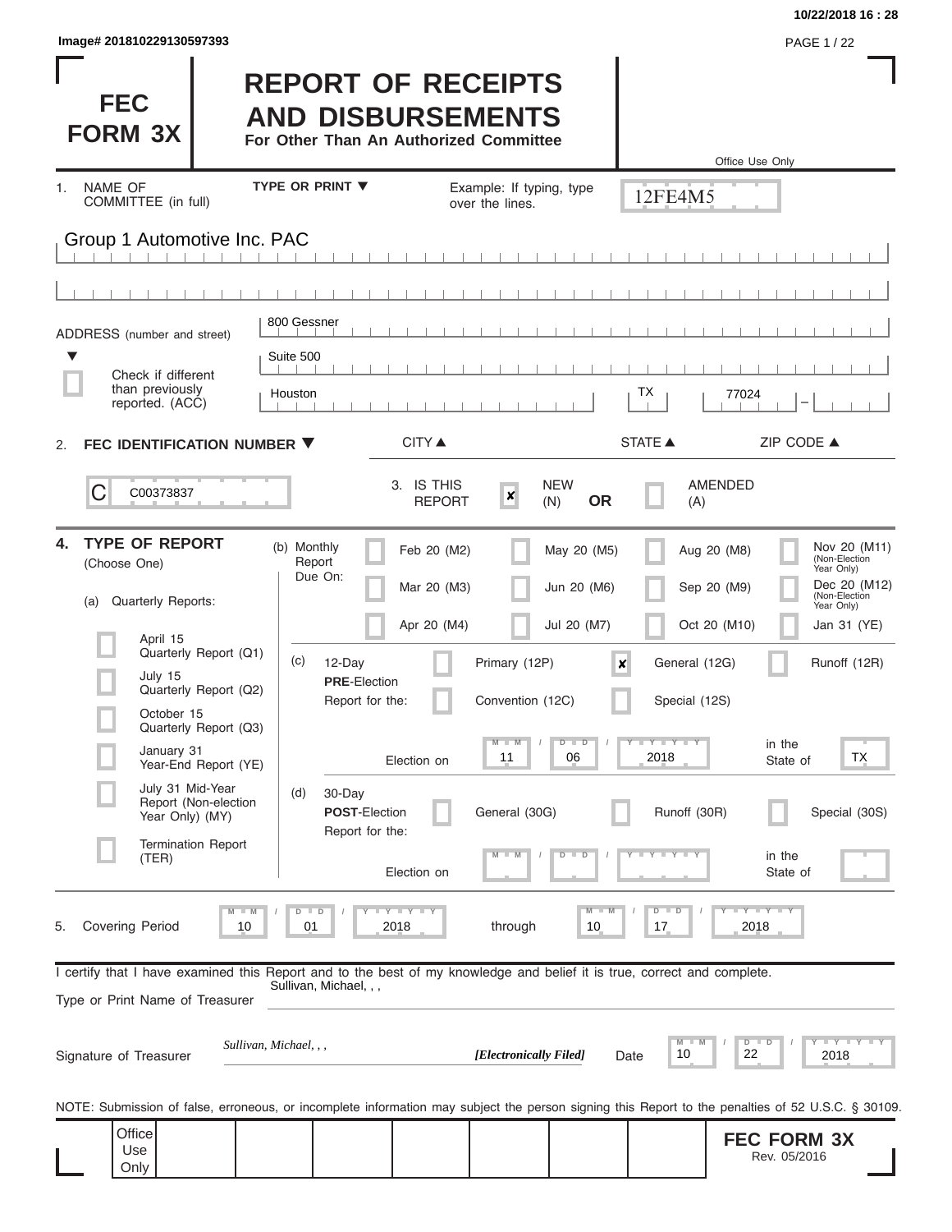Image# 201810229130597393

# FEC FORM 3X

# REPORT OF RECEIPTS AND DISBURSEMENTS

**For Other Than An Authorized Committee**

Office Use Only

12FE4M5

1. NAME OF COMMITTEE (in full) — TYPE OR PRINT ▼ — Example: If typing, type over the lines.

Group 1 Automotive Inc. PAC

ADDRESS (number and street) ▼

800 Gessner

Suite 500

☐ Check if different than previously reported. (ACC)

| CITY ▲ | STATE ▲ | ZIP CODE ▲ |
|---|---|---|
| Houston | TX | 77024 |

2. **FEC IDENTIFICATION NUMBER ▼**

C00373837

3. IS THIS REPORT: ☒ NEW (N) **OR** ☐ AMENDED (A)

4. **TYPE OF REPORT** (Choose One)

(a) Quarterly Reports:

- ☐ April 15 Quarterly Report (Q1)
- ☐ July 15 Quarterly Report (Q2)
- ☐ October 15 Quarterly Report (Q3)
- ☐ January 31 Year-End Report (YE)
- ☐ July 31 Mid-Year Report (Non-election Year Only) (MY)
- ☐ Termination Report (TER)

(b) Monthly Report Due On:

- ☐ Feb 20 (M2)
- ☐ Mar 20 (M3)
- ☐ Apr 20 (M4)
- ☐ May 20 (M5)
- ☐ Jun 20 (M6)
- ☐ Jul 20 (M7)
- ☐ Aug 20 (M8)
- ☐ Sep 20 (M9)
- ☐ Oct 20 (M10)
- ☐ Nov 20 (M11) (Non-Election Year Only)
- ☐ Dec 20 (M12) (Non-Election Year Only)
- ☐ Jan 31 (YE)

(c) 12-Day **PRE**-Election Report for the:

- ☐ Primary (12P)
- ☒ General (12G)
- ☐ Runoff (12R)
- ☐ Convention (12C)
- ☐ Special (12S)

Election on 11 / 06 / 2018 in the State of TX

(d) 30-Day **POST**-Election Report for the:

- ☐ General (30G)
- ☐ Runoff (30R)
- ☐ Special (30S)

Election on __ / __ / ____ in the State of ____

5. Covering Period 10 / 01 / 2018 through 10 / 17 / 2018

I certify that I have examined this Report and to the best of my knowledge and belief it is true, correct and complete.

Type or Print Name of Treasurer: Sullivan, Michael, , ,

Signature of Treasurer: *Sullivan, Michael, , ,* ***[Electronically Filed]*** Date 10 / 22 / 2018

NOTE: Submission of false, erroneous, or incomplete information may subject the person signing this Report to the penalties of 52 U.S.C. § 30109.

Office Use Only

**FEC FORM 3X** Rev. 05/2016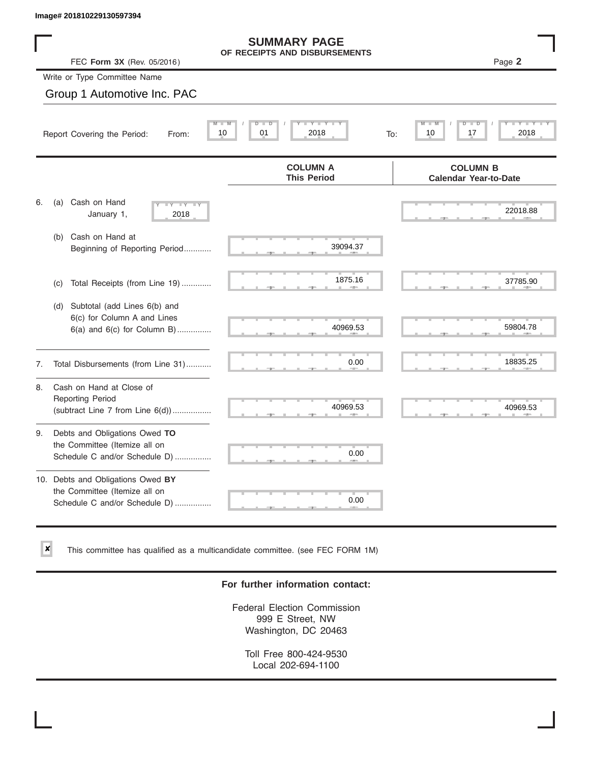Image# 201810229130597394

# SUMMARY PAGE
## OF RECEIPTS AND DISBURSEMENTS

FEC **Form 3X** (Rev. 05/2016)

Page **2**

Write or Type Committee Name

Group 1 Automotive Inc. PAC

Report Covering the Period: From: 10 / 01 / 2018 To: 10 / 17 / 2018

| | COLUMN A This Period | COLUMN B Calendar Year-to-Date |
|---|---|---|
| 6. (a) Cash on Hand January 1, 2018 | | 22018.88 |
| (b) Cash on Hand at Beginning of Reporting Period........... | 39094.37 | |
| (c) Total Receipts (from Line 19) ............ | 1875.16 | 37785.90 |
| (d) Subtotal (add Lines 6(b) and 6(c) for Column A and Lines 6(a) and 6(c) for Column B).............. | 40969.53 | 59804.78 |
| 7. Total Disbursements (from Line 31).......... | 0.00 | 18835.25 |
| 8. Cash on Hand at Close of Reporting Period (subtract Line 7 from Line 6(d)).............. | 40969.53 | 40969.53 |
| 9. Debts and Obligations Owed **TO** the Committee (Itemize all on Schedule C and/or Schedule D) ............... | 0.00 | |
| 10. Debts and Obligations Owed **BY** the Committee (Itemize all on Schedule C and/or Schedule D) ............... | 0.00 | |

☒ This committee has qualified as a multicandidate committee. (see FEC FORM 1M)

**For further information contact:**

Federal Election Commission
999 E Street, NW
Washington, DC 20463

Toll Free 800-424-9530
Local 202-694-1100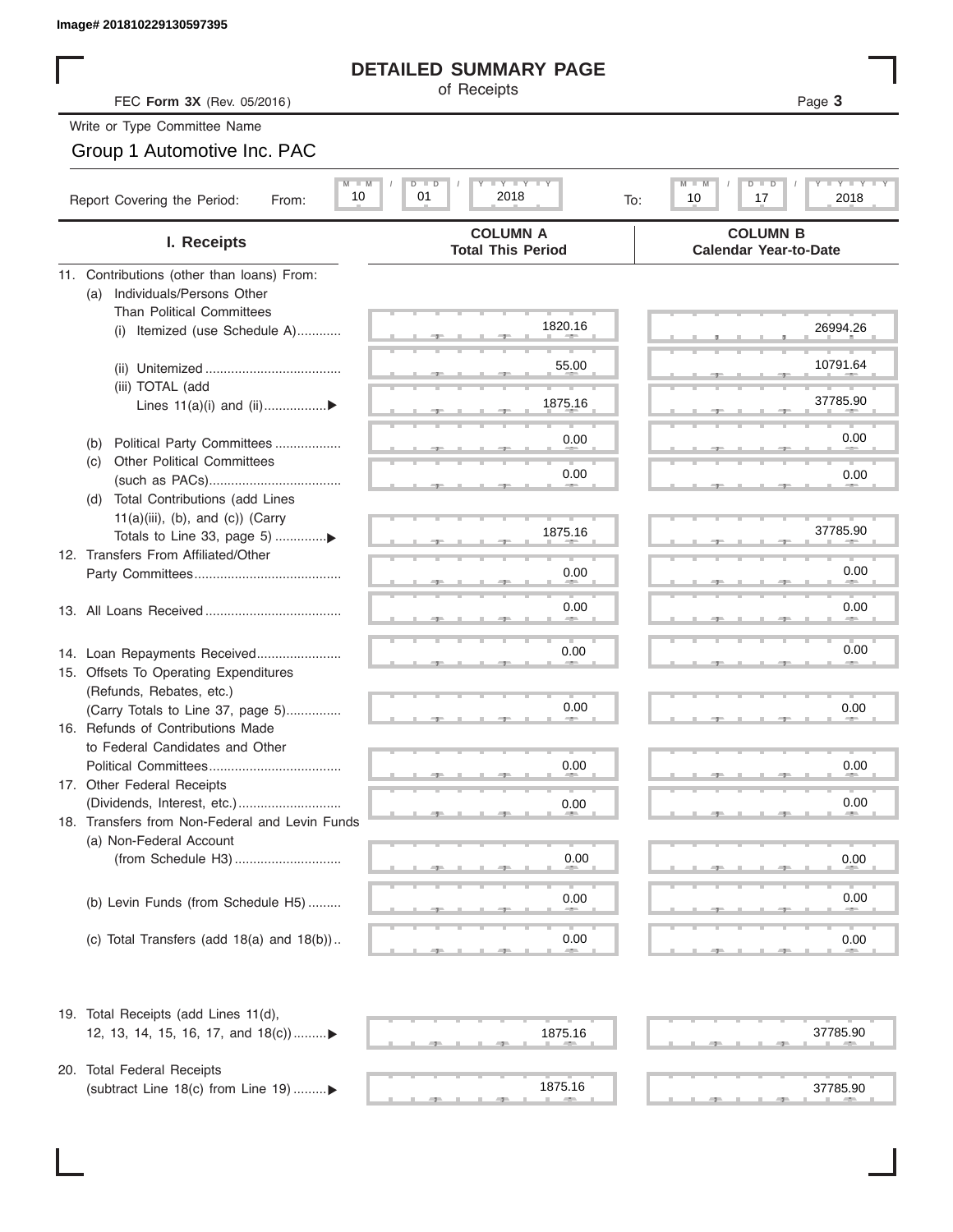Image# 201810229130597395

# DETAILED SUMMARY PAGE

of Receipts

FEC **Form 3X** (Rev. 05/2016)

Write or Type Committee Name

Group 1 Automotive Inc. PAC

Report Covering the Period: From: 10 / 01 / 2018 To: 10 / 17 / 2018

| I. Receipts | COLUMN A Total This Period | COLUMN B Calendar Year-to-Date |
|---|---|---|
| 11. Contributions (other than loans) From: | | |
| (a) Individuals/Persons Other Than Political Committees | | |
| (i) Itemized (use Schedule A) | 1820.16 | 26994.26 |
| (ii) Unitemized | 55.00 | 10791.64 |
| (iii) TOTAL (add Lines 11(a)(i) and (ii) | 1875.16 | 37785.90 |
| (b) Political Party Committees | 0.00 | 0.00 |
| (c) Other Political Committees (such as PACs) | 0.00 | 0.00 |
| (d) Total Contributions (add Lines 11(a)(iii), (b), and (c)) (Carry Totals to Line 33, page 5) | 1875.16 | 37785.90 |
| 12. Transfers From Affiliated/Other Party Committees | 0.00 | 0.00 |
| 13. All Loans Received | 0.00 | 0.00 |
| 14. Loan Repayments Received | 0.00 | 0.00 |
| 15. Offsets To Operating Expenditures (Refunds, Rebates, etc.) (Carry Totals to Line 37, page 5) | 0.00 | 0.00 |
| 16. Refunds of Contributions Made to Federal Candidates and Other Political Committees | 0.00 | 0.00 |
| 17. Other Federal Receipts (Dividends, Interest, etc.) | 0.00 | 0.00 |
| 18. Transfers from Non-Federal and Levin Funds | | |
| (a) Non-Federal Account (from Schedule H3) | 0.00 | 0.00 |
| (b) Levin Funds (from Schedule H5) | 0.00 | 0.00 |
| (c) Total Transfers (add 18(a) and 18(b)) | 0.00 | 0.00 |
| 19. Total Receipts (add Lines 11(d), 12, 13, 14, 15, 16, 17, and 18(c)) | 1875.16 | 37785.90 |
| 20. Total Federal Receipts (subtract Line 18(c) from Line 19) | 1875.16 | 37785.90 |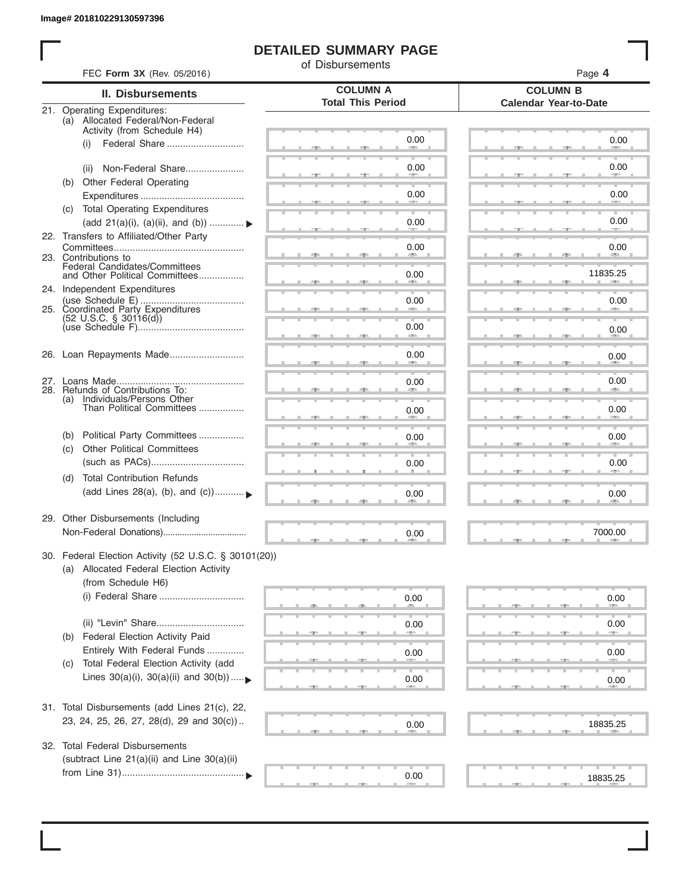Image# 201810229130597396

# DETAILED SUMMARY PAGE

of Disbursements

FEC **Form 3X** (Rev. 05/2016)

Page **4**

| II. Disbursements | COLUMN A Total This Period | COLUMN B Calendar Year-to-Date |
|---|---|---|
| 21. Operating Expenditures: | | |
| (a) Allocated Federal/Non-Federal Activity (from Schedule H4) | | |
| (i) Federal Share | 0.00 | 0.00 |
| (ii) Non-Federal Share | 0.00 | 0.00 |
| (b) Other Federal Operating Expenditures | 0.00 | 0.00 |
| (c) Total Operating Expenditures (add 21(a)(i), (a)(ii), and (b)) ▶ | 0.00 | 0.00 |
| 22. Transfers to Affiliated/Other Party Committees | 0.00 | 0.00 |
| 23. Contributions to Federal Candidates/Committees and Other Political Committees | 0.00 | 11835.25 |
| 24. Independent Expenditures (use Schedule E) | 0.00 | 0.00 |
| 25. Coordinated Party Expenditures (52 U.S.C. § 30116(d)) (use Schedule F) | 0.00 | 0.00 |
| 26. Loan Repayments Made | 0.00 | 0.00 |
| 27. Loans Made | 0.00 | 0.00 |
| 28. Refunds of Contributions To: | | |
| (a) Individuals/Persons Other Than Political Committees | 0.00 | 0.00 |
| (b) Political Party Committees | 0.00 | 0.00 |
| (c) Other Political Committees (such as PACs) | 0.00 | 0.00 |
| (d) Total Contribution Refunds (add Lines 28(a), (b), and (c)) ▶ | 0.00 | 0.00 |
| 29. Other Disbursements (Including Non-Federal Donations) | 0.00 | 7000.00 |
| 30. Federal Election Activity (52 U.S.C. § 30101(20)) | | |
| (a) Allocated Federal Election Activity (from Schedule H6) | | |
| (i) Federal Share | 0.00 | 0.00 |
| (ii) "Levin" Share | 0.00 | 0.00 |
| (b) Federal Election Activity Paid Entirely With Federal Funds | 0.00 | 0.00 |
| (c) Total Federal Election Activity (add Lines 30(a)(i), 30(a)(ii) and 30(b)) ▶ | 0.00 | 0.00 |
| 31. Total Disbursements (add Lines 21(c), 22, 23, 24, 25, 26, 27, 28(d), 29 and 30(c)) | 0.00 | 18835.25 |
| 32. Total Federal Disbursements (subtract Line 21(a)(ii) and Line 30(a)(ii) from Line 31) ▶ | 0.00 | 18835.25 |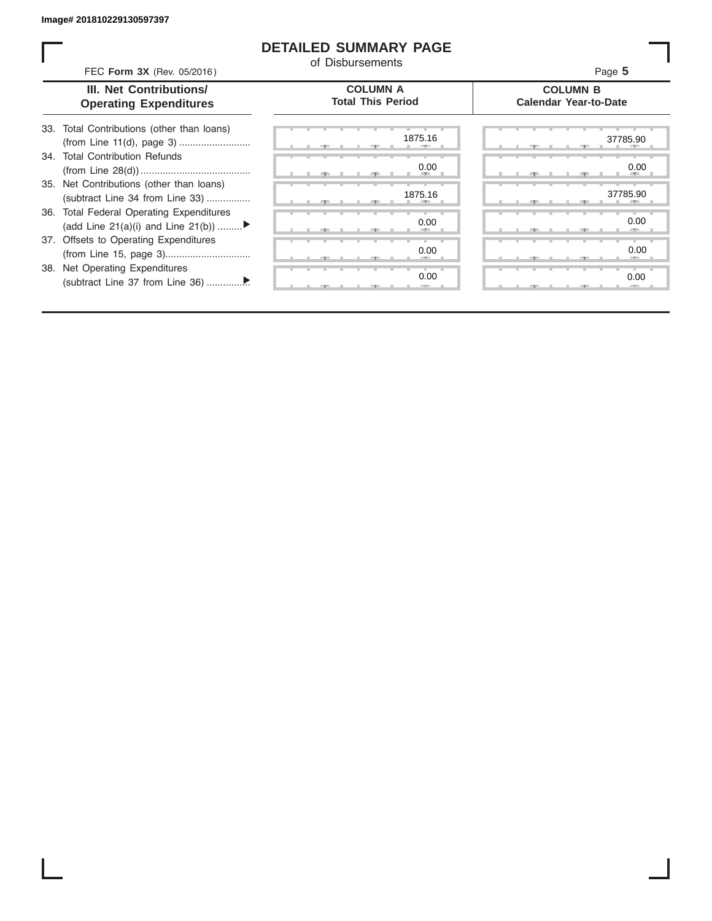Image# 201810229130597397

# DETAILED SUMMARY PAGE

of Disbursements

FEC **Form 3X** (Rev. 05/2016)

Page **5**

| III. Net Contributions/ Operating Expenditures | COLUMN A Total This Period | COLUMN B Calendar Year-to-Date |
|---|---|---|
| 33. Total Contributions (other than loans) (from Line 11(d), page 3) | 1875.16 | 37785.90 |
| 34. Total Contribution Refunds (from Line 28(d)) | 0.00 | 0.00 |
| 35. Net Contributions (other than loans) (subtract Line 34 from Line 33) | 1875.16 | 37785.90 |
| 36. Total Federal Operating Expenditures (add Line 21(a)(i) and Line 21(b)) ▶ | 0.00 | 0.00 |
| 37. Offsets to Operating Expenditures (from Line 15, page 3) | 0.00 | 0.00 |
| 38. Net Operating Expenditures (subtract Line 37 from Line 36) ▶ | 0.00 | 0.00 |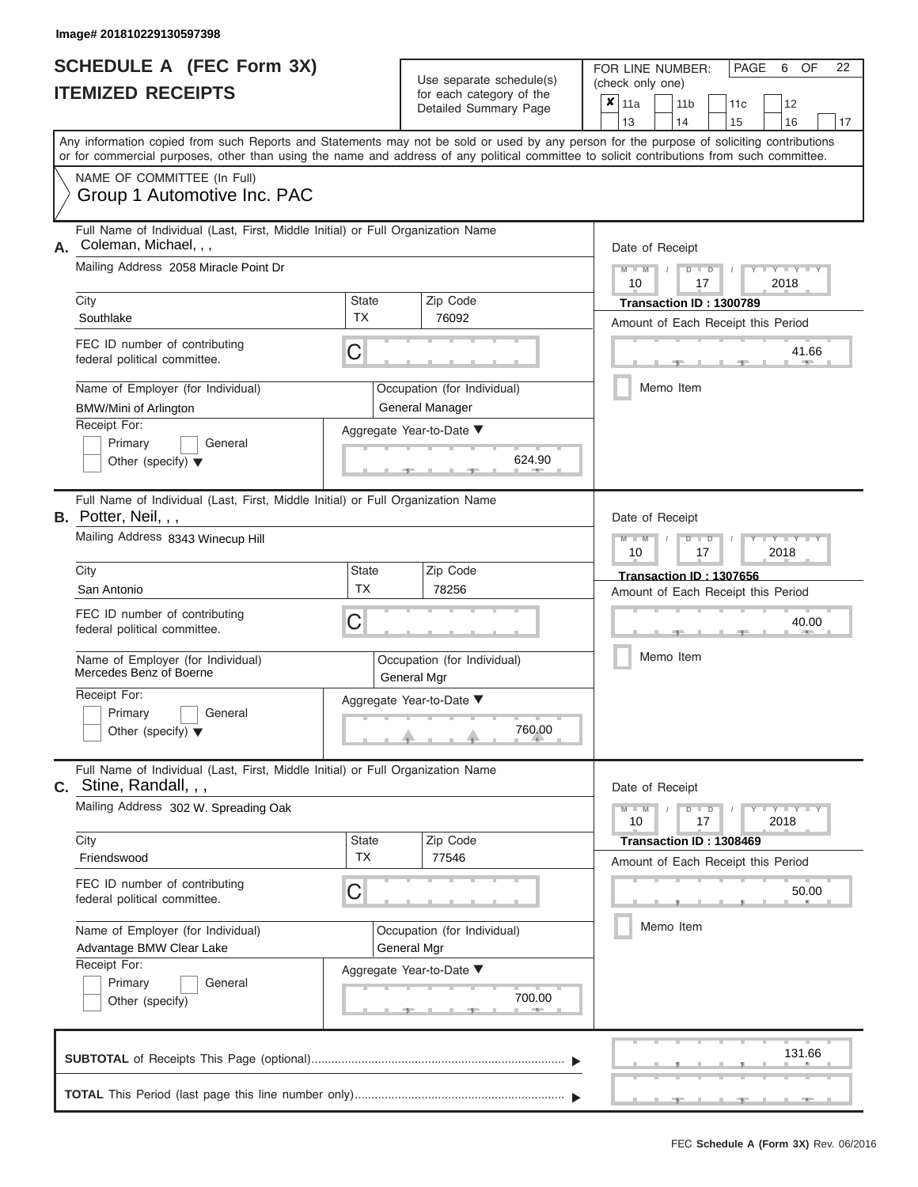Image# 201810229130597398

# SCHEDULE A (FEC Form 3X)
# ITEMIZED RECEIPTS

Use separate schedule(s) for each category of the Detailed Summary Page

FOR LINE NUMBER: (check only one)

| | | | | |
|---|---|---|---|---|
| ✘ 11a | 11b | 11c | 12 | |
| 13 | 14 | 15 | 16 | 17 |

PAGE 6 OF 22

Any information copied from such Reports and Statements may not be sold or used by any person for the purpose of soliciting contributions or for commercial purposes, other than using the name and address of any political committee to solicit contributions from such committee.

NAME OF COMMITTEE (In Full)
Group 1 Automotive Inc. PAC

---

**A.** Full Name of Individual (Last, First, Middle Initial) or Full Organization Name: Coleman, Michael, , ,

Mailing Address: 2058 Miracle Point Dr

City: Southlake | State: TX | Zip Code: 76092

FEC ID number of contributing federal political committee: C

Name of Employer (for Individual): BMW/Mini of Arlington

Occupation (for Individual): General Manager

Receipt For: Primary / General / Other (specify)

Aggregate Year-to-Date: 624.90

Date of Receipt: 10 / 17 / 2018

Transaction ID : 1300789

Amount of Each Receipt this Period: 41.66

Memo Item

---

**B.** Full Name of Individual (Last, First, Middle Initial) or Full Organization Name: Potter, Neil, , ,

Mailing Address: 8343 Winecup Hill

City: San Antonio | State: TX | Zip Code: 78256

FEC ID number of contributing federal political committee: C

Name of Employer (for Individual): Mercedes Benz of Boerne

Occupation (for Individual): General Mgr

Receipt For: Primary / General / Other (specify)

Aggregate Year-to-Date: 760.00

Date of Receipt: 10 / 17 / 2018

Transaction ID : 1307656

Amount of Each Receipt this Period: 40.00

Memo Item

---

**C.** Full Name of Individual (Last, First, Middle Initial) or Full Organization Name: Stine, Randall, , ,

Mailing Address: 302 W. Spreading Oak

City: Friendswood | State: TX | Zip Code: 77546

FEC ID number of contributing federal political committee: C

Name of Employer (for Individual): Advantage BMW Clear Lake

Occupation (for Individual): General Mgr

Receipt For: Primary / General / Other (specify)

Aggregate Year-to-Date: 700.00

Date of Receipt: 10 / 17 / 2018

Transaction ID : 1308469

Amount of Each Receipt this Period: 50.00

Memo Item

---

**SUBTOTAL** of Receipts This Page (optional): 131.66

**TOTAL** This Period (last page this line number only):

FEC Schedule A (Form 3X) Rev. 06/2016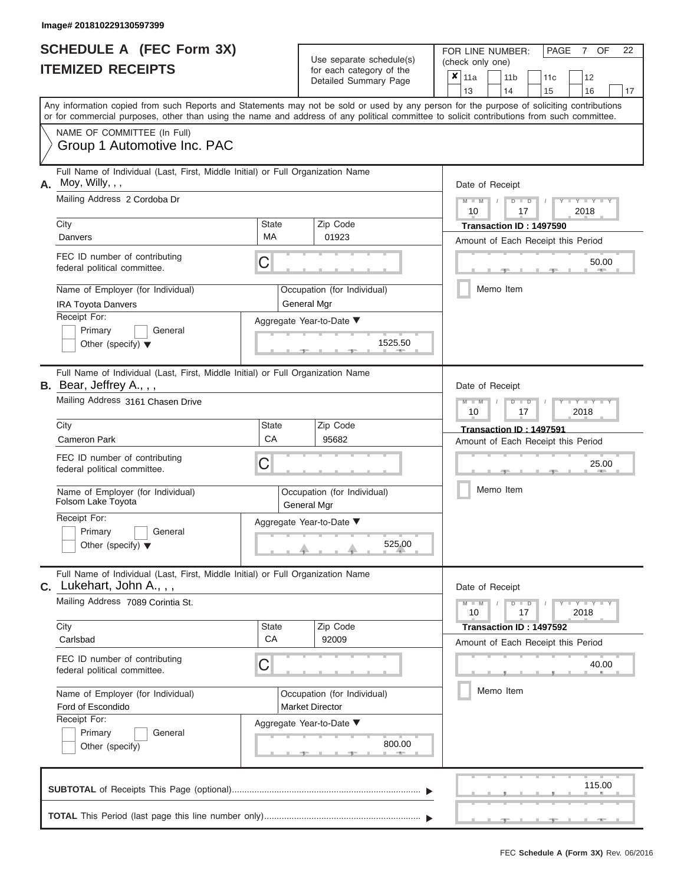Image# 201810229130597399

# SCHEDULE A (FEC Form 3X)
## ITEMIZED RECEIPTS

Use separate schedule(s) for each category of the Detailed Summary Page

FOR LINE NUMBER: (check only one)

- [x] 11a
- [ ] 11b
- [ ] 11c
- [ ] 12
- [ ] 13
- [ ] 14
- [ ] 15
- [ ] 16
- [ ] 17

PAGE 7 OF 22

Any information copied from such Reports and Statements may not be sold or used by any person for the purpose of soliciting contributions or for commercial purposes, other than using the name and address of any political committee to solicit contributions from such committee.

NAME OF COMMITTEE (In Full)
Group 1 Automotive Inc. PAC

---

**A.** Full Name of Individual (Last, First, Middle Initial) or Full Organization Name: Moy, Willy, , ,

Mailing Address: 2 Cordoba Dr

City: Danvers | State: MA | Zip Code: 01923

FEC ID number of contributing federal political committee: C

Name of Employer (for Individual): IRA Toyota Danvers

Occupation (for Individual): General Mgr

Receipt For: Primary / General / Other (specify)

Aggregate Year-to-Date: 1525.50

Date of Receipt: 10 / 17 / 2018

Transaction ID : 1497590

Amount of Each Receipt this Period: 50.00

Memo Item

---

**B.** Full Name of Individual (Last, First, Middle Initial) or Full Organization Name: Bear, Jeffrey A., , ,

Mailing Address: 3161 Chasen Drive

City: Cameron Park | State: CA | Zip Code: 95682

FEC ID number of contributing federal political committee: C

Name of Employer (for Individual): Folsom Lake Toyota

Occupation (for Individual): General Mgr

Receipt For: Primary / General / Other (specify)

Aggregate Year-to-Date: 525.00

Date of Receipt: 10 / 17 / 2018

Transaction ID : 1497591

Amount of Each Receipt this Period: 25.00

Memo Item

---

**C.** Full Name of Individual (Last, First, Middle Initial) or Full Organization Name: Lukehart, John A., , ,

Mailing Address: 7089 Corintia St.

City: Carlsbad | State: CA | Zip Code: 92009

FEC ID number of contributing federal political committee: C

Name of Employer (for Individual): Ford of Escondido

Occupation (for Individual): Market Director

Receipt For: Primary / General / Other (specify)

Aggregate Year-to-Date: 800.00

Date of Receipt: 10 / 17 / 2018

Transaction ID : 1497592

Amount of Each Receipt this Period: 40.00

Memo Item

---

**SUBTOTAL** of Receipts This Page (optional): 115.00

**TOTAL** This Period (last page this line number only):

FEC Schedule A (Form 3X) Rev. 06/2016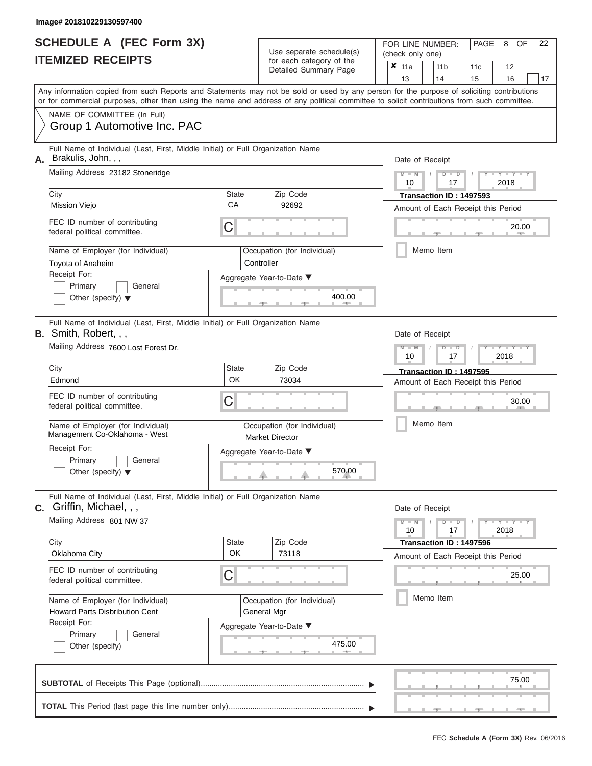Image# 201810229130597400

# SCHEDULE A (FEC Form 3X)
## ITEMIZED RECEIPTS

Use separate schedule(s) for each category of the Detailed Summary Page

FOR LINE NUMBER: (check only one)

- [x] 11a
- [ ] 11b
- [ ] 11c
- [ ] 12
- [ ] 13
- [ ] 14
- [ ] 15
- [ ] 16
- [ ] 17

PAGE 8 OF 22

Any information copied from such Reports and Statements may not be sold or used by any person for the purpose of soliciting contributions or for commercial purposes, other than using the name and address of any political committee to solicit contributions from such committee.

NAME OF COMMITTEE (In Full)
Group 1 Automotive Inc. PAC

---

**A.** Full Name of Individual (Last, First, Middle Initial) or Full Organization Name: Brakulis, John, , ,

Mailing Address: 23182 Stoneridge

City: Mission Viejo | State: CA | Zip Code: 92692

FEC ID number of contributing federal political committee: C

Name of Employer (for Individual): Toyota of Anaheim

Occupation (for Individual): Controller

Receipt For: Primary / General / Other (specify)

Aggregate Year-to-Date: 400.00

Date of Receipt: 10 / 17 / 2018

Transaction ID : 1497593

Amount of Each Receipt this Period: 20.00

Memo Item

---

**B.** Full Name of Individual (Last, First, Middle Initial) or Full Organization Name: Smith, Robert, , ,

Mailing Address: 7600 Lost Forest Dr.

City: Edmond | State: OK | Zip Code: 73034

FEC ID number of contributing federal political committee: C

Name of Employer (for Individual): Management Co-Oklahoma - West

Occupation (for Individual): Market Director

Receipt For: Primary / General / Other (specify)

Aggregate Year-to-Date: 570.00

Date of Receipt: 10 / 17 / 2018

Transaction ID : 1497595

Amount of Each Receipt this Period: 30.00

Memo Item

---

**C.** Full Name of Individual (Last, First, Middle Initial) or Full Organization Name: Griffin, Michael, , ,

Mailing Address: 801 NW 37

City: Oklahoma City | State: OK | Zip Code: 73118

FEC ID number of contributing federal political committee: C

Name of Employer (for Individual): Howard Parts Disbribution Cent

Occupation (for Individual): General Mgr

Receipt For: Primary / General / Other (specify)

Aggregate Year-to-Date: 475.00

Date of Receipt: 10 / 17 / 2018

Transaction ID : 1497596

Amount of Each Receipt this Period: 25.00

Memo Item

---

**SUBTOTAL** of Receipts This Page (optional): 75.00

**TOTAL** This Period (last page this line number only):

FEC **Schedule A (Form 3X)** Rev. 06/2016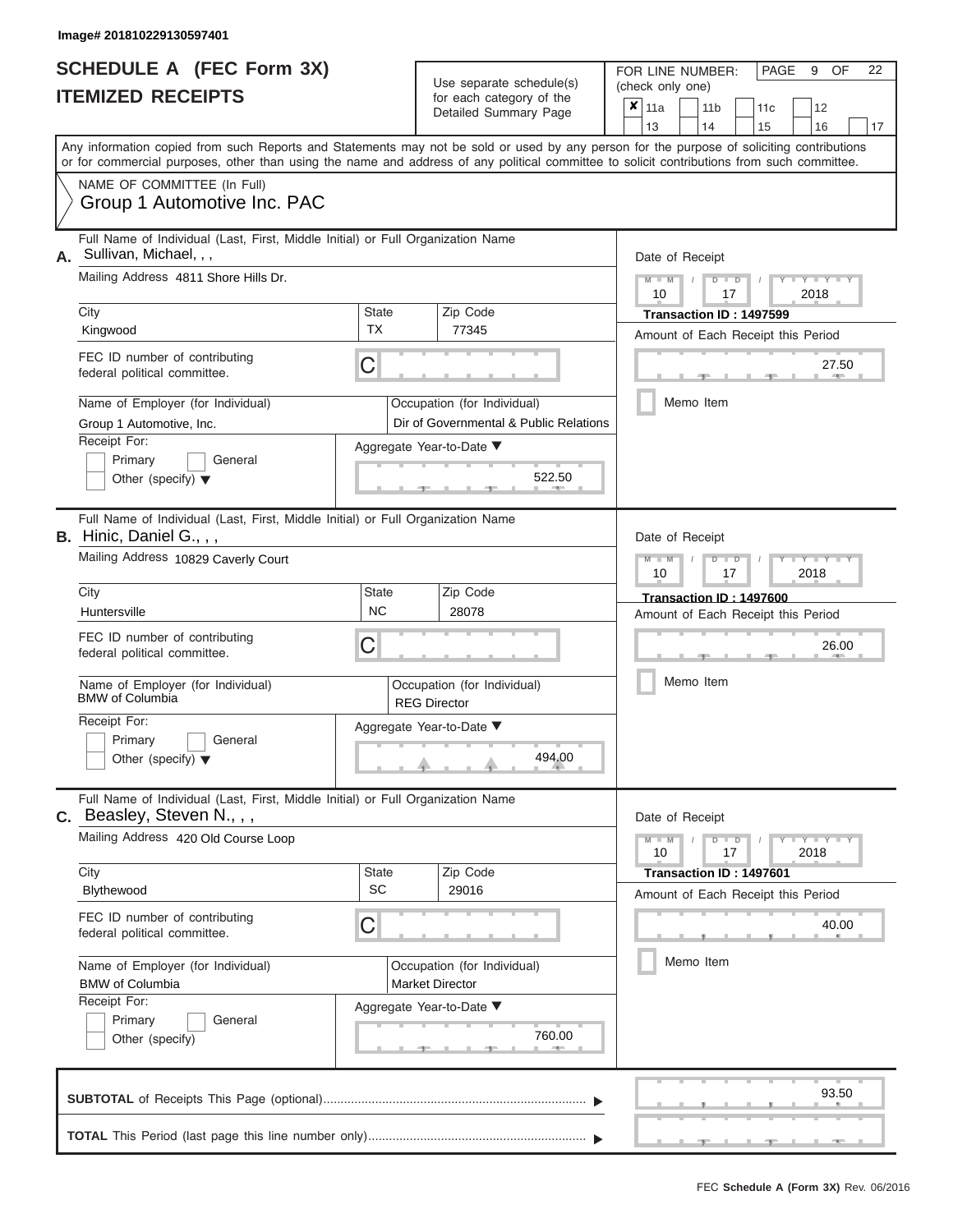Image# 201810229130597401

# SCHEDULE A (FEC Form 3X)
# ITEMIZED RECEIPTS

Use separate schedule(s) for each category of the Detailed Summary Page

FOR LINE NUMBER: (check only one)

- [x] 11a
- [ ] 11b
- [ ] 11c
- [ ] 12
- [ ] 13
- [ ] 14
- [ ] 15
- [ ] 16
- [ ] 17

Any information copied from such Reports and Statements may not be sold or used by any person for the purpose of soliciting contributions or for commercial purposes, other than using the name and address of any political committee to solicit contributions from such committee.

NAME OF COMMITTEE (In Full)
Group 1 Automotive Inc. PAC

---

**A.** Full Name of Individual (Last, First, Middle Initial) or Full Organization Name: Sullivan, Michael, , ,

Mailing Address: 4811 Shore Hills Dr.

City: Kingwood | State: TX | Zip Code: 77345

FEC ID number of contributing federal political committee: C

Name of Employer (for Individual): Group 1 Automotive, Inc.

Occupation (for Individual): Dir of Governmental & Public Relations

Receipt For: Primary / General / Other (specify)

Aggregate Year-to-Date: 522.50

Date of Receipt: 10 / 17 / 2018

Transaction ID : 1497599

Amount of Each Receipt this Period: 27.50

Memo Item

---

**B.** Full Name of Individual (Last, First, Middle Initial) or Full Organization Name: Hinic, Daniel G., , ,

Mailing Address: 10829 Caverly Court

City: Huntersville | State: NC | Zip Code: 28078

FEC ID number of contributing federal political committee: C

Name of Employer (for Individual): BMW of Columbia

Occupation (for Individual): REG Director

Receipt For: Primary / General / Other (specify)

Aggregate Year-to-Date: 494.00

Date of Receipt: 10 / 17 / 2018

Transaction ID : 1497600

Amount of Each Receipt this Period: 26.00

Memo Item

---

**C.** Full Name of Individual (Last, First, Middle Initial) or Full Organization Name: Beasley, Steven N., , ,

Mailing Address: 420 Old Course Loop

City: Blythewood | State: SC | Zip Code: 29016

FEC ID number of contributing federal political committee: C

Name of Employer (for Individual): BMW of Columbia

Occupation (for Individual): Market Director

Receipt For: Primary / General / Other (specify)

Aggregate Year-to-Date: 760.00

Date of Receipt: 10 / 17 / 2018

Transaction ID : 1497601

Amount of Each Receipt this Period: 40.00

Memo Item

---

**SUBTOTAL** of Receipts This Page (optional): 93.50

**TOTAL** This Period (last page this line number only):

FEC Schedule A (Form 3X) Rev. 06/2016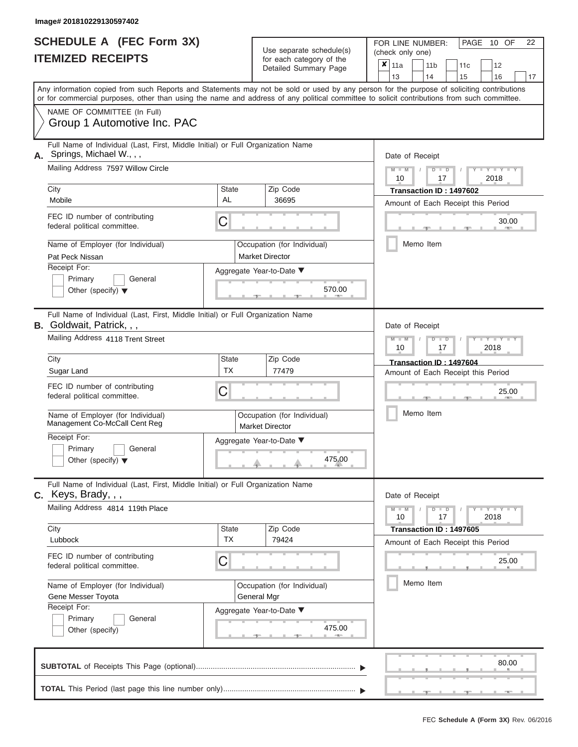Image# 201810229130597402

# SCHEDULE A (FEC Form 3X)
## ITEMIZED RECEIPTS

Use separate schedule(s) for each category of the Detailed Summary Page

FOR LINE NUMBER: (check only one)
☒ 11a ☐ 11b ☐ 11c ☐ 12 ☐ 13 ☐ 14 ☐ 15 ☐ 16 ☐ 17

PAGE 10 OF 22

Any information copied from such Reports and Statements may not be sold or used by any person for the purpose of soliciting contributions or for commercial purposes, other than using the name and address of any political committee to solicit contributions from such committee.

NAME OF COMMITTEE (In Full)
Group 1 Automotive Inc. PAC

---

**A.** Full Name of Individual (Last, First, Middle Initial) or Full Organization Name: Springs, Michael W., , ,

Mailing Address: 7597 Willow Circle

City: Mobile | State: AL | Zip Code: 36695

FEC ID number of contributing federal political committee: C

Name of Employer (for Individual): Pat Peck Nissan

Occupation (for Individual): Market Director

Receipt For: ☐ Primary ☐ General ☐ Other (specify)

Aggregate Year-to-Date: 570.00

Date of Receipt: 10 / 17 / 2018

Transaction ID : 1497602

Amount of Each Receipt this Period: 30.00

☐ Memo Item

---

**B.** Full Name of Individual (Last, First, Middle Initial) or Full Organization Name: Goldwait, Patrick, , ,

Mailing Address: 4118 Trent Street

City: Sugar Land | State: TX | Zip Code: 77479

FEC ID number of contributing federal political committee: C

Name of Employer (for Individual): Management Co-McCall Cent Reg

Occupation (for Individual): Market Director

Receipt For: ☐ Primary ☐ General ☐ Other (specify)

Aggregate Year-to-Date: 475.00

Date of Receipt: 10 / 17 / 2018

Transaction ID : 1497604

Amount of Each Receipt this Period: 25.00

☐ Memo Item

---

**C.** Full Name of Individual (Last, First, Middle Initial) or Full Organization Name: Keys, Brady, , ,

Mailing Address: 4814 119th Place

City: Lubbock | State: TX | Zip Code: 79424

FEC ID number of contributing federal political committee: C

Name of Employer (for Individual): Gene Messer Toyota

Occupation (for Individual): General Mgr

Receipt For: ☐ Primary ☐ General ☐ Other (specify)

Aggregate Year-to-Date: 475.00

Date of Receipt: 10 / 17 / 2018

Transaction ID : 1497605

Amount of Each Receipt this Period: 25.00

☐ Memo Item

---

**SUBTOTAL** of Receipts This Page (optional): 80.00

**TOTAL** This Period (last page this line number only):

FEC Schedule A (Form 3X) Rev. 06/2016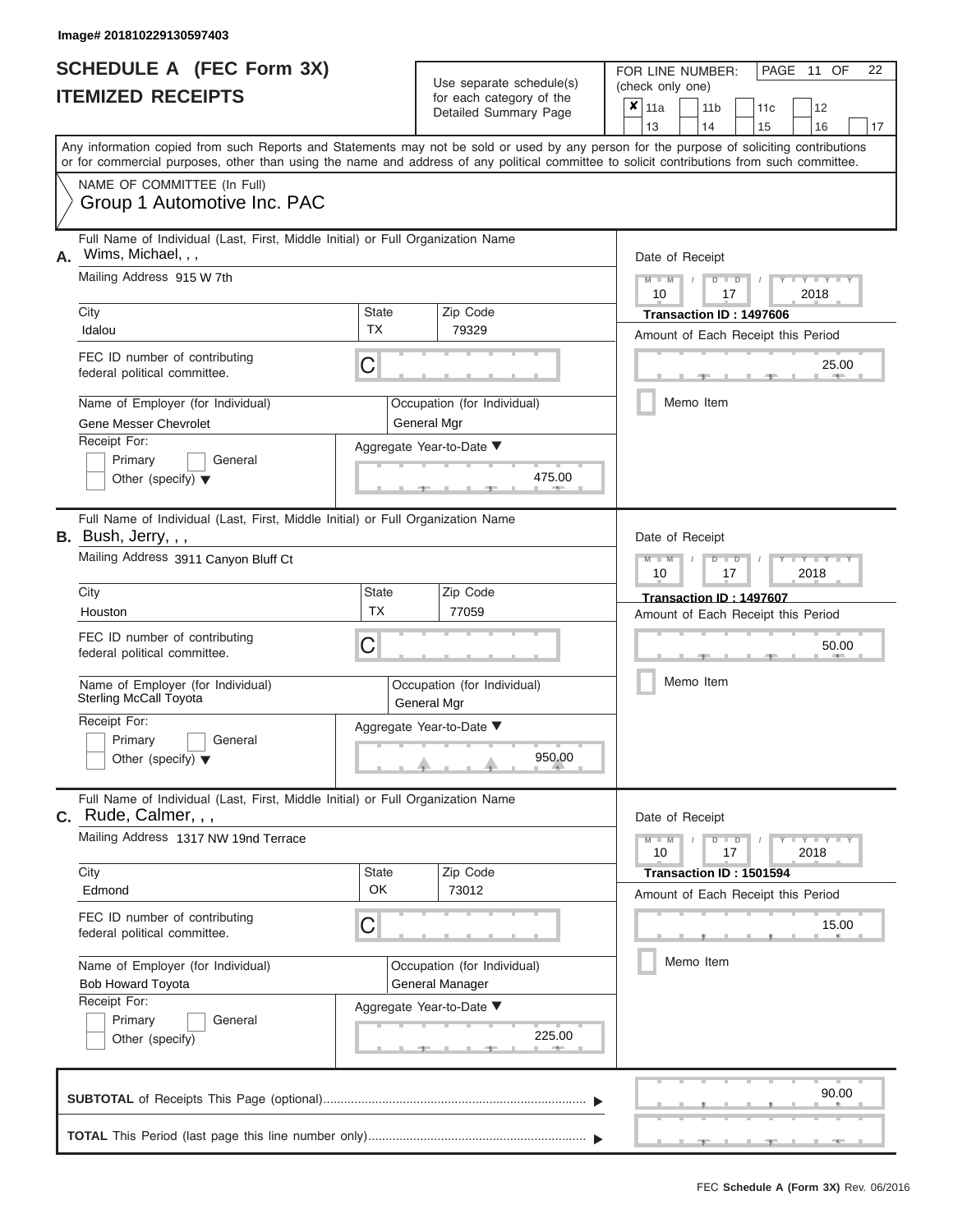Image# 201810229130597403

# SCHEDULE A (FEC Form 3X)
## ITEMIZED RECEIPTS

Use separate schedule(s) for each category of the Detailed Summary Page

FOR LINE NUMBER: (check only one)

- [x] 11a
- [ ] 11b
- [ ] 11c
- [ ] 12
- [ ] 13
- [ ] 14
- [ ] 15
- [ ] 16
- [ ] 17

PAGE 11 OF 22

Any information copied from such Reports and Statements may not be sold or used by any person for the purpose of soliciting contributions or for commercial purposes, other than using the name and address of any political committee to solicit contributions from such committee.

NAME OF COMMITTEE (In Full)
Group 1 Automotive Inc. PAC

---

**A.** Full Name of Individual (Last, First, Middle Initial) or Full Organization Name: Wims, Michael, , ,

Mailing Address: 915 W 7th

City: Idalou | State: TX | Zip Code: 79329

FEC ID number of contributing federal political committee: C

Name of Employer (for Individual): Gene Messer Chevrolet

Occupation (for Individual): General Mgr

Receipt For: Primary / General / Other (specify)

Aggregate Year-to-Date: 475.00

Date of Receipt: 10 / 17 / 2018

Transaction ID : 1497606

Amount of Each Receipt this Period: 25.00

Memo Item

---

**B.** Full Name of Individual (Last, First, Middle Initial) or Full Organization Name: Bush, Jerry, , ,

Mailing Address: 3911 Canyon Bluff Ct

City: Houston | State: TX | Zip Code: 77059

FEC ID number of contributing federal political committee: C

Name of Employer (for Individual): Sterling McCall Toyota

Occupation (for Individual): General Mgr

Receipt For: Primary / General / Other (specify)

Aggregate Year-to-Date: 950.00

Date of Receipt: 10 / 17 / 2018

Transaction ID : 1497607

Amount of Each Receipt this Period: 50.00

Memo Item

---

**C.** Full Name of Individual (Last, First, Middle Initial) or Full Organization Name: Rude, Calmer, , ,

Mailing Address: 1317 NW 19nd Terrace

City: Edmond | State: OK | Zip Code: 73012

FEC ID number of contributing federal political committee: C

Name of Employer (for Individual): Bob Howard Toyota

Occupation (for Individual): General Manager

Receipt For: Primary / General / Other (specify)

Aggregate Year-to-Date: 225.00

Date of Receipt: 10 / 17 / 2018

Transaction ID : 1501594

Amount of Each Receipt this Period: 15.00

Memo Item

---

**SUBTOTAL** of Receipts This Page (optional): 90.00

**TOTAL** This Period (last page this line number only):

FEC Schedule A (Form 3X) Rev. 06/2016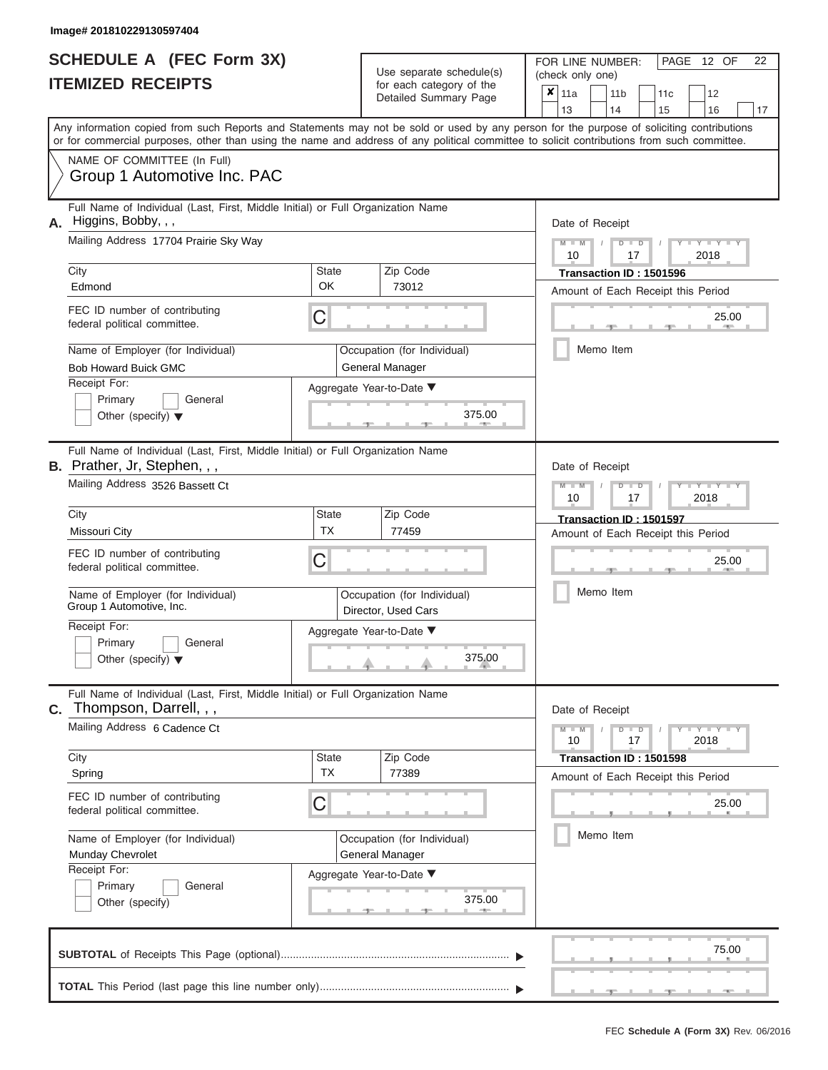Image# 201810229130597404

# SCHEDULE A (FEC Form 3X)
## ITEMIZED RECEIPTS

Use separate schedule(s) for each category of the Detailed Summary Page

FOR LINE NUMBER: (check only one)

☒ 11a ☐ 11b ☐ 11c ☐ 12 ☐ 13 ☐ 14 ☐ 15 ☐ 16 ☐ 17

PAGE 12 OF 22

Any information copied from such Reports and Statements may not be sold or used by any person for the purpose of soliciting contributions or for commercial purposes, other than using the name and address of any political committee to solicit contributions from such committee.

NAME OF COMMITTEE (In Full)
Group 1 Automotive Inc. PAC

---

**A.** Full Name of Individual (Last, First, Middle Initial) or Full Organization Name: Higgins, Bobby, , ,

Mailing Address: 17704 Prairie Sky Way

City: Edmond | State: OK | Zip Code: 73012

FEC ID number of contributing federal political committee: C

Name of Employer (for Individual): Bob Howard Buick GMC

Occupation (for Individual): General Manager

Receipt For: ☐ Primary ☐ General ☐ Other (specify)

Aggregate Year-to-Date: 375.00

Date of Receipt: 10 / 17 / 2018

Transaction ID : 1501596

Amount of Each Receipt this Period: 25.00

☐ Memo Item

---

**B.** Full Name of Individual (Last, First, Middle Initial) or Full Organization Name: Prather, Jr, Stephen, , ,

Mailing Address: 3526 Bassett Ct

City: Missouri City | State: TX | Zip Code: 77459

FEC ID number of contributing federal political committee: C

Name of Employer (for Individual): Group 1 Automotive, Inc.

Occupation (for Individual): Director, Used Cars

Receipt For: ☐ Primary ☐ General ☐ Other (specify)

Aggregate Year-to-Date: 375.00

Date of Receipt: 10 / 17 / 2018

Transaction ID : 1501597

Amount of Each Receipt this Period: 25.00

☐ Memo Item

---

**C.** Full Name of Individual (Last, First, Middle Initial) or Full Organization Name: Thompson, Darrell, , ,

Mailing Address: 6 Cadence Ct

City: Spring | State: TX | Zip Code: 77389

FEC ID number of contributing federal political committee: C

Name of Employer (for Individual): Munday Chevrolet

Occupation (for Individual): General Manager

Receipt For: ☐ Primary ☐ General ☐ Other (specify)

Aggregate Year-to-Date: 375.00

Date of Receipt: 10 / 17 / 2018

Transaction ID : 1501598

Amount of Each Receipt this Period: 25.00

☐ Memo Item

---

**SUBTOTAL** of Receipts This Page (optional): 75.00

**TOTAL** This Period (last page this line number only):

FEC Schedule A (Form 3X) Rev. 06/2016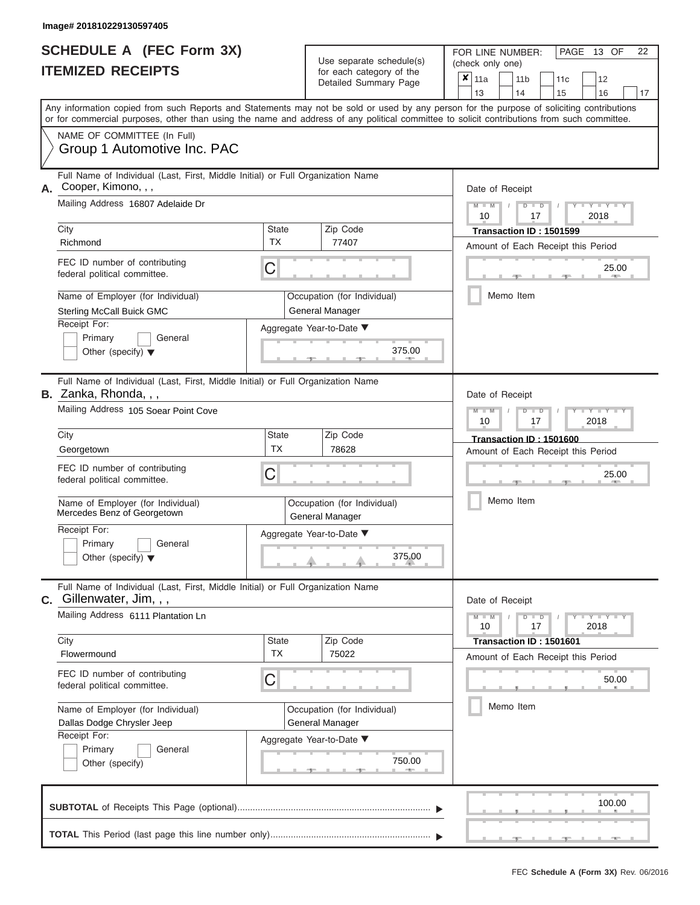Image# 201810229130597405

# SCHEDULE A (FEC Form 3X)
## ITEMIZED RECEIPTS

Use separate schedule(s) for each category of the Detailed Summary Page

FOR LINE NUMBER: (check only one)

- [x] 11a
- [ ] 11b
- [ ] 11c
- [ ] 12
- [ ] 13
- [ ] 14
- [ ] 15
- [ ] 16
- [ ] 17

Any information copied from such Reports and Statements may not be sold or used by any person for the purpose of soliciting contributions or for commercial purposes, other than using the name and address of any political committee to solicit contributions from such committee.

NAME OF COMMITTEE (In Full)

Group 1 Automotive Inc. PAC

---

**A.** Full Name of Individual (Last, First, Middle Initial) or Full Organization Name: Cooper, Kimono, , ,

Mailing Address: 16807 Adelaide Dr

City: Richmond | State: TX | Zip Code: 77407

FEC ID number of contributing federal political committee: C

Name of Employer (for Individual): Sterling McCall Buick GMC

Occupation (for Individual): General Manager

Receipt For: Primary / General / Other (specify)

Aggregate Year-to-Date: 375.00

Date of Receipt: 10 / 17 / 2018

Transaction ID : 1501599

Amount of Each Receipt this Period: 25.00

Memo Item

---

**B.** Full Name of Individual (Last, First, Middle Initial) or Full Organization Name: Zanka, Rhonda, , ,

Mailing Address: 105 Soear Point Cove

City: Georgetown | State: TX | Zip Code: 78628

FEC ID number of contributing federal political committee: C

Name of Employer (for Individual): Mercedes Benz of Georgetown

Occupation (for Individual): General Manager

Receipt For: Primary / General / Other (specify)

Aggregate Year-to-Date: 375.00

Date of Receipt: 10 / 17 / 2018

Transaction ID : 1501600

Amount of Each Receipt this Period: 25.00

Memo Item

---

**C.** Full Name of Individual (Last, First, Middle Initial) or Full Organization Name: Gillenwater, Jim, , ,

Mailing Address: 6111 Plantation Ln

City: Flowermound | State: TX | Zip Code: 75022

FEC ID number of contributing federal political committee: C

Name of Employer (for Individual): Dallas Dodge Chrysler Jeep

Occupation (for Individual): General Manager

Receipt For: Primary / General / Other (specify)

Aggregate Year-to-Date: 750.00

Date of Receipt: 10 / 17 / 2018

Transaction ID : 1501601

Amount of Each Receipt this Period: 50.00

Memo Item

---

**SUBTOTAL** of Receipts This Page (optional): 100.00

**TOTAL** This Period (last page this line number only):

FEC **Schedule A (Form 3X)** Rev. 06/2016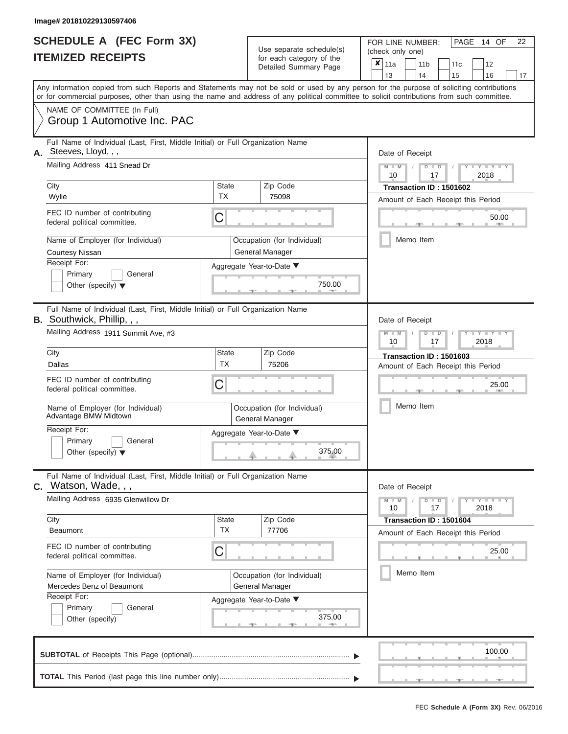Image# 201810229130597406

# SCHEDULE A (FEC Form 3X)
# ITEMIZED RECEIPTS

Use separate schedule(s) for each category of the Detailed Summary Page

FOR LINE NUMBER: (check only one)

PAGE 14 OF 22

- [x] 11a
- [ ] 11b
- [ ] 11c
- [ ] 12
- [ ] 13
- [ ] 14
- [ ] 15
- [ ] 16
- [ ] 17

Any information copied from such Reports and Statements may not be sold or used by any person for the purpose of soliciting contributions or for commercial purposes, other than using the name and address of any political committee to solicit contributions from such committee.

NAME OF COMMITTEE (In Full)

Group 1 Automotive Inc. PAC

---

**A.** Full Name of Individual (Last, First, Middle Initial) or Full Organization Name: Steeves, Lloyd, , ,

Mailing Address: 411 Snead Dr

City: Wylie | State: TX | Zip Code: 75098

FEC ID number of contributing federal political committee: C

Name of Employer (for Individual): Courtesy Nissan

Occupation (for Individual): General Manager

Receipt For: Primary / General / Other (specify)

Date of Receipt: 10 / 17 / 2018

Transaction ID : 1501602

Amount of Each Receipt this Period: 50.00

Memo Item

Aggregate Year-to-Date: 750.00

---

**B.** Full Name of Individual (Last, First, Middle Initial) or Full Organization Name: Southwick, Phillip, , ,

Mailing Address: 1911 Summit Ave, #3

City: Dallas | State: TX | Zip Code: 75206

FEC ID number of contributing federal political committee: C

Name of Employer (for Individual): Advantage BMW Midtown

Occupation (for Individual): General Manager

Receipt For: Primary / General / Other (specify)

Date of Receipt: 10 / 17 / 2018

Transaction ID : 1501603

Amount of Each Receipt this Period: 25.00

Memo Item

Aggregate Year-to-Date: 375.00

---

**C.** Full Name of Individual (Last, First, Middle Initial) or Full Organization Name: Watson, Wade, , ,

Mailing Address: 6935 Glenwillow Dr

City: Beaumont | State: TX | Zip Code: 77706

FEC ID number of contributing federal political committee: C

Name of Employer (for Individual): Mercedes Benz of Beaumont

Occupation (for Individual): General Manager

Receipt For: Primary / General / Other (specify)

Date of Receipt: 10 / 17 / 2018

Transaction ID : 1501604

Amount of Each Receipt this Period: 25.00

Memo Item

Aggregate Year-to-Date: 375.00

---

**SUBTOTAL** of Receipts This Page (optional): 100.00

**TOTAL** This Period (last page this line number only):

FEC **Schedule A (Form 3X)** Rev. 06/2016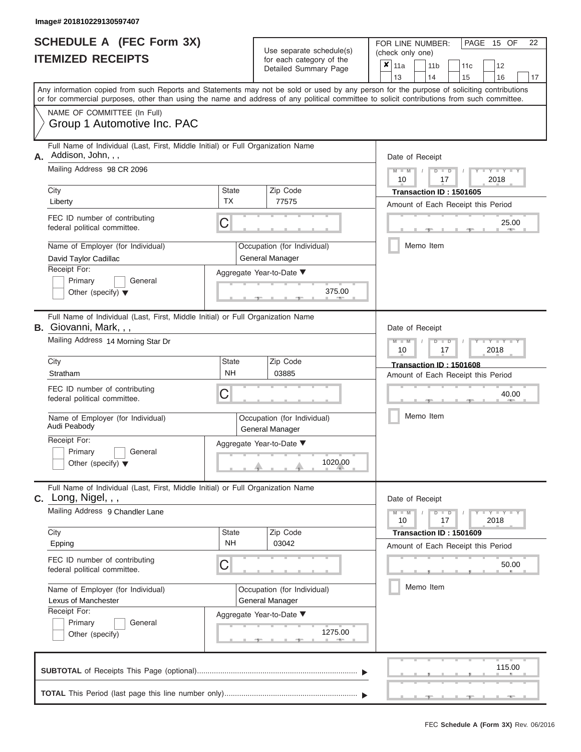Image# 201810229130597407

# SCHEDULE A (FEC Form 3X)
## ITEMIZED RECEIPTS

Use separate schedule(s) for each category of the Detailed Summary Page

FOR LINE NUMBER: (check only one)

- [x] 11a
- [ ] 11b
- [ ] 11c
- [ ] 12
- [ ] 13
- [ ] 14
- [ ] 15
- [ ] 16
- [ ] 17

Any information copied from such Reports and Statements may not be sold or used by any person for the purpose of soliciting contributions or for commercial purposes, other than using the name and address of any political committee to solicit contributions from such committee.

NAME OF COMMITTEE (In Full)
Group 1 Automotive Inc. PAC

---

**A.** Full Name of Individual (Last, First, Middle Initial) or Full Organization Name: Addison, John, , ,

Mailing Address: 98 CR 2096

City: Liberty | State: TX | Zip Code: 77575

FEC ID number of contributing federal political committee: C

Name of Employer (for Individual): David Taylor Cadillac

Occupation (for Individual): General Manager

Receipt For: Primary / General / Other (specify)

Aggregate Year-to-Date: 375.00

Date of Receipt: 10 / 17 / 2018

Transaction ID : 1501605

Amount of Each Receipt this Period: 25.00

Memo Item

---

**B.** Full Name of Individual (Last, First, Middle Initial) or Full Organization Name: Giovanni, Mark, , ,

Mailing Address: 14 Morning Star Dr

City: Stratham | State: NH | Zip Code: 03885

FEC ID number of contributing federal political committee: C

Name of Employer (for Individual): Audi Peabody

Occupation (for Individual): General Manager

Receipt For: Primary / General / Other (specify)

Aggregate Year-to-Date: 1020.00

Date of Receipt: 10 / 17 / 2018

Transaction ID : 1501608

Amount of Each Receipt this Period: 40.00

Memo Item

---

**C.** Full Name of Individual (Last, First, Middle Initial) or Full Organization Name: Long, Nigel, , ,

Mailing Address: 9 Chandler Lane

City: Epping | State: NH | Zip Code: 03042

FEC ID number of contributing federal political committee: C

Name of Employer (for Individual): Lexus of Manchester

Occupation (for Individual): General Manager

Receipt For: Primary / General / Other (specify)

Aggregate Year-to-Date: 1275.00

Date of Receipt: 10 / 17 / 2018

Transaction ID : 1501609

Amount of Each Receipt this Period: 50.00

Memo Item

---

**SUBTOTAL** of Receipts This Page (optional): 115.00

**TOTAL** This Period (last page this line number only):

FEC Schedule A (Form 3X) Rev. 06/2016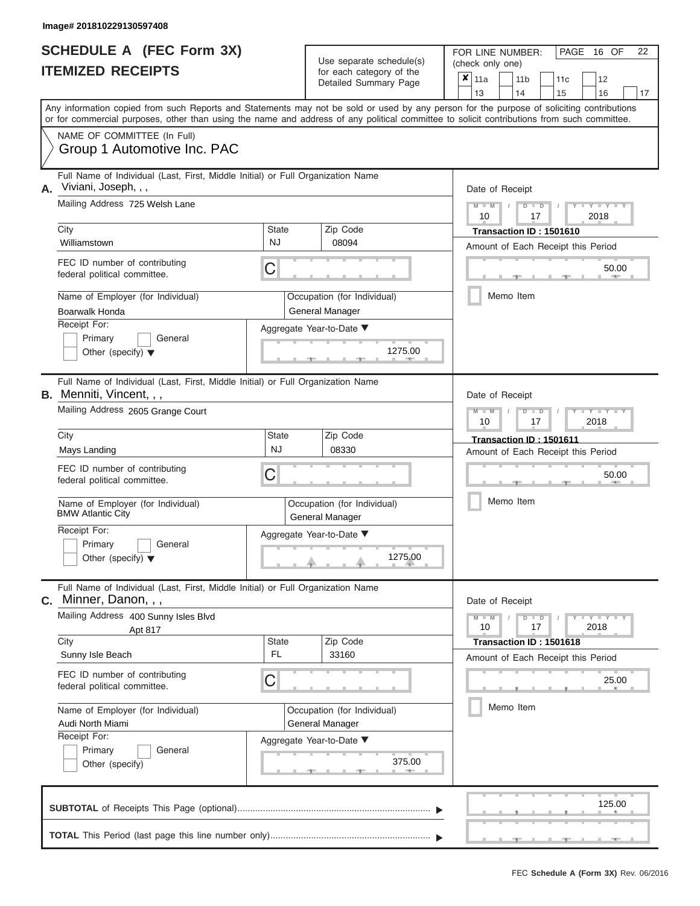Image# 201810229130597408

# SCHEDULE A (FEC Form 3X)
# ITEMIZED RECEIPTS

Use separate schedule(s) for each category of the Detailed Summary Page

FOR LINE NUMBER: (check only one)

- [x] 11a
- [ ] 11b
- [ ] 11c
- [ ] 12
- [ ] 13
- [ ] 14
- [ ] 15
- [ ] 16
- [ ] 17

PAGE 16 OF 22

Any information copied from such Reports and Statements may not be sold or used by any person for the purpose of soliciting contributions or for commercial purposes, other than using the name and address of any political committee to solicit contributions from such committee.

NAME OF COMMITTEE (In Full)
Group 1 Automotive Inc. PAC

---

**A.** Full Name of Individual (Last, First, Middle Initial) or Full Organization Name: Viviani, Joseph, , ,

Mailing Address: 725 Welsh Lane

| City | State | Zip Code |
|---|---|---|
| Williamstown | NJ | 08094 |

FEC ID number of contributing federal political committee: C

Name of Employer (for Individual): Boarwalk Honda

Occupation (for Individual): General Manager

Receipt For: [ ] Primary [ ] General [ ] Other (specify)

Aggregate Year-to-Date: 1275.00

Date of Receipt: 10 / 17 / 2018

Transaction ID : 1501610

Amount of Each Receipt this Period: 50.00

[ ] Memo Item

---

**B.** Full Name of Individual (Last, First, Middle Initial) or Full Organization Name: Menniti, Vincent, , ,

Mailing Address: 2605 Grange Court

| City | State | Zip Code |
|---|---|---|
| Mays Landing | NJ | 08330 |

FEC ID number of contributing federal political committee: C

Name of Employer (for Individual): BMW Atlantic City

Occupation (for Individual): General Manager

Receipt For: [ ] Primary [ ] General [ ] Other (specify)

Aggregate Year-to-Date: 1275.00

Date of Receipt: 10 / 17 / 2018

Transaction ID : 1501611

Amount of Each Receipt this Period: 50.00

[ ] Memo Item

---

**C.** Full Name of Individual (Last, First, Middle Initial) or Full Organization Name: Minner, Danon, , ,

Mailing Address: 400 Sunny Isles Blvd, Apt 817

| City | State | Zip Code |
|---|---|---|
| Sunny Isle Beach | FL | 33160 |

FEC ID number of contributing federal political committee: C

Name of Employer (for Individual): Audi North Miami

Occupation (for Individual): General Manager

Receipt For: [ ] Primary [ ] General [ ] Other (specify)

Aggregate Year-to-Date: 375.00

Date of Receipt: 10 / 17 / 2018

Transaction ID : 1501618

Amount of Each Receipt this Period: 25.00

[ ] Memo Item

---

**SUBTOTAL** of Receipts This Page (optional): 125.00

**TOTAL** This Period (last page this line number only):

FEC Schedule A (Form 3X) Rev. 06/2016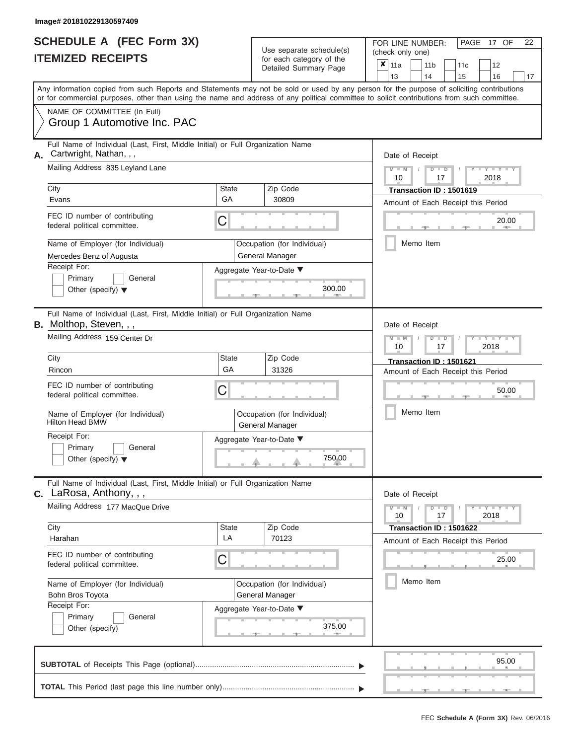Image# 201810229130597409

# SCHEDULE A (FEC Form 3X)
# ITEMIZED RECEIPTS

Use separate schedule(s) for each category of the Detailed Summary Page

FOR LINE NUMBER: (check only one)

- [x] 11a
- [ ] 11b
- [ ] 11c
- [ ] 12
- [ ] 13
- [ ] 14
- [ ] 15
- [ ] 16
- [ ] 17

PAGE 17 OF 22

Any information copied from such Reports and Statements may not be sold or used by any person for the purpose of soliciting contributions or for commercial purposes, other than using the name and address of any political committee to solicit contributions from such committee.

NAME OF COMMITTEE (In Full)
Group 1 Automotive Inc. PAC

---

**A.** Full Name of Individual (Last, First, Middle Initial) or Full Organization Name
Cartwright, Nathan, , ,

Mailing Address: 835 Leyland Lane

City: Evans | State: GA | Zip Code: 30809

FEC ID number of contributing federal political committee: C

Name of Employer (for Individual): Mercedes Benz of Augusta
Occupation (for Individual): General Manager

Receipt For: Primary / General / Other (specify)

Aggregate Year-to-Date: 300.00

Date of Receipt: 10 / 17 / 2018
Transaction ID : 1501619
Amount of Each Receipt this Period: 20.00
Memo Item

---

**B.** Full Name of Individual (Last, First, Middle Initial) or Full Organization Name
Molthop, Steven, , ,

Mailing Address: 159 Center Dr

City: Rincon | State: GA | Zip Code: 31326

FEC ID number of contributing federal political committee: C

Name of Employer (for Individual): Hilton Head BMW
Occupation (for Individual): General Manager

Receipt For: Primary / General / Other (specify)

Aggregate Year-to-Date: 750.00

Date of Receipt: 10 / 17 / 2018
Transaction ID : 1501621
Amount of Each Receipt this Period: 50.00
Memo Item

---

**C.** Full Name of Individual (Last, First, Middle Initial) or Full Organization Name
LaRosa, Anthony, , ,

Mailing Address: 177 MacQue Drive

City: Harahan | State: LA | Zip Code: 70123

FEC ID number of contributing federal political committee: C

Name of Employer (for Individual): Bohn Bros Toyota
Occupation (for Individual): General Manager

Receipt For: Primary / General / Other (specify)

Aggregate Year-to-Date: 375.00

Date of Receipt: 10 / 17 / 2018
Transaction ID : 1501622
Amount of Each Receipt this Period: 25.00
Memo Item

---

**SUBTOTAL** of Receipts This Page (optional): 95.00

**TOTAL** This Period (last page this line number only):

FEC Schedule A (Form 3X) Rev. 06/2016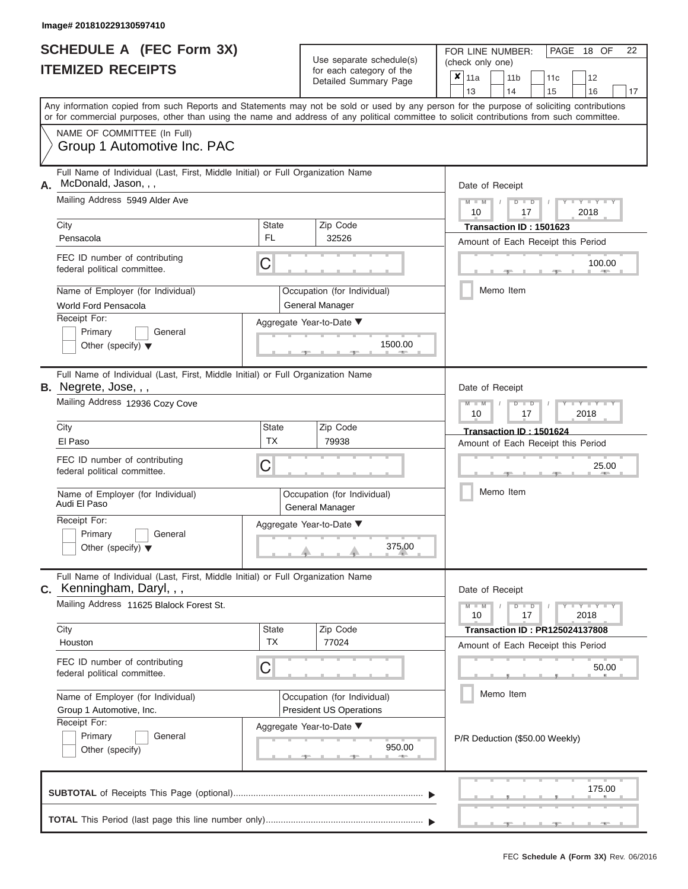Image# 201810229130597410

# SCHEDULE A (FEC Form 3X)
# ITEMIZED RECEIPTS

Use separate schedule(s) for each category of the Detailed Summary Page

FOR LINE NUMBER: (check only one)

☒ 11a ☐ 11b ☐ 11c ☐ 12 ☐ 13 ☐ 14 ☐ 15 ☐ 16 ☐ 17

PAGE 18 OF 22

Any information copied from such Reports and Statements may not be sold or used by any person for the purpose of soliciting contributions or for commercial purposes, other than using the name and address of any political committee to solicit contributions from such committee.

NAME OF COMMITTEE (In Full)

Group 1 Automotive Inc. PAC

---

**A.** Full Name of Individual (Last, First, Middle Initial) or Full Organization Name: McDonald, Jason, , ,

Mailing Address: 5949 Alder Ave

City: Pensacola | State: FL | Zip Code: 32526

FEC ID number of contributing federal political committee: C

Name of Employer (for Individual): World Ford Pensacola

Occupation (for Individual): General Manager

Receipt For: ☐ Primary ☐ General ☐ Other (specify)

Aggregate Year-to-Date: 1500.00

Date of Receipt: 10 / 17 / 2018

Transaction ID : 1501623

Amount of Each Receipt this Period: 100.00

☐ Memo Item

---

**B.** Full Name of Individual (Last, First, Middle Initial) or Full Organization Name: Negrete, Jose, , ,

Mailing Address: 12936 Cozy Cove

City: El Paso | State: TX | Zip Code: 79938

FEC ID number of contributing federal political committee: C

Name of Employer (for Individual): Audi El Paso

Occupation (for Individual): General Manager

Receipt For: ☐ Primary ☐ General ☐ Other (specify)

Aggregate Year-to-Date: 375.00

Date of Receipt: 10 / 17 / 2018

Transaction ID : 1501624

Amount of Each Receipt this Period: 25.00

☐ Memo Item

---

**C.** Full Name of Individual (Last, First, Middle Initial) or Full Organization Name: Kenningham, Daryl, , ,

Mailing Address: 11625 Blalock Forest St.

City: Houston | State: TX | Zip Code: 77024

FEC ID number of contributing federal political committee: C

Name of Employer (for Individual): Group 1 Automotive, Inc.

Occupation (for Individual): President US Operations

Receipt For: ☐ Primary ☐ General ☐ Other (specify)

Aggregate Year-to-Date: 950.00

Date of Receipt: 10 / 17 / 2018

Transaction ID : PR125024137808

Amount of Each Receipt this Period: 50.00

☐ Memo Item

P/R Deduction ($50.00 Weekly)

---

**SUBTOTAL** of Receipts This Page (optional): 175.00

**TOTAL** This Period (last page this line number only):

FEC Schedule A (Form 3X) Rev. 06/2016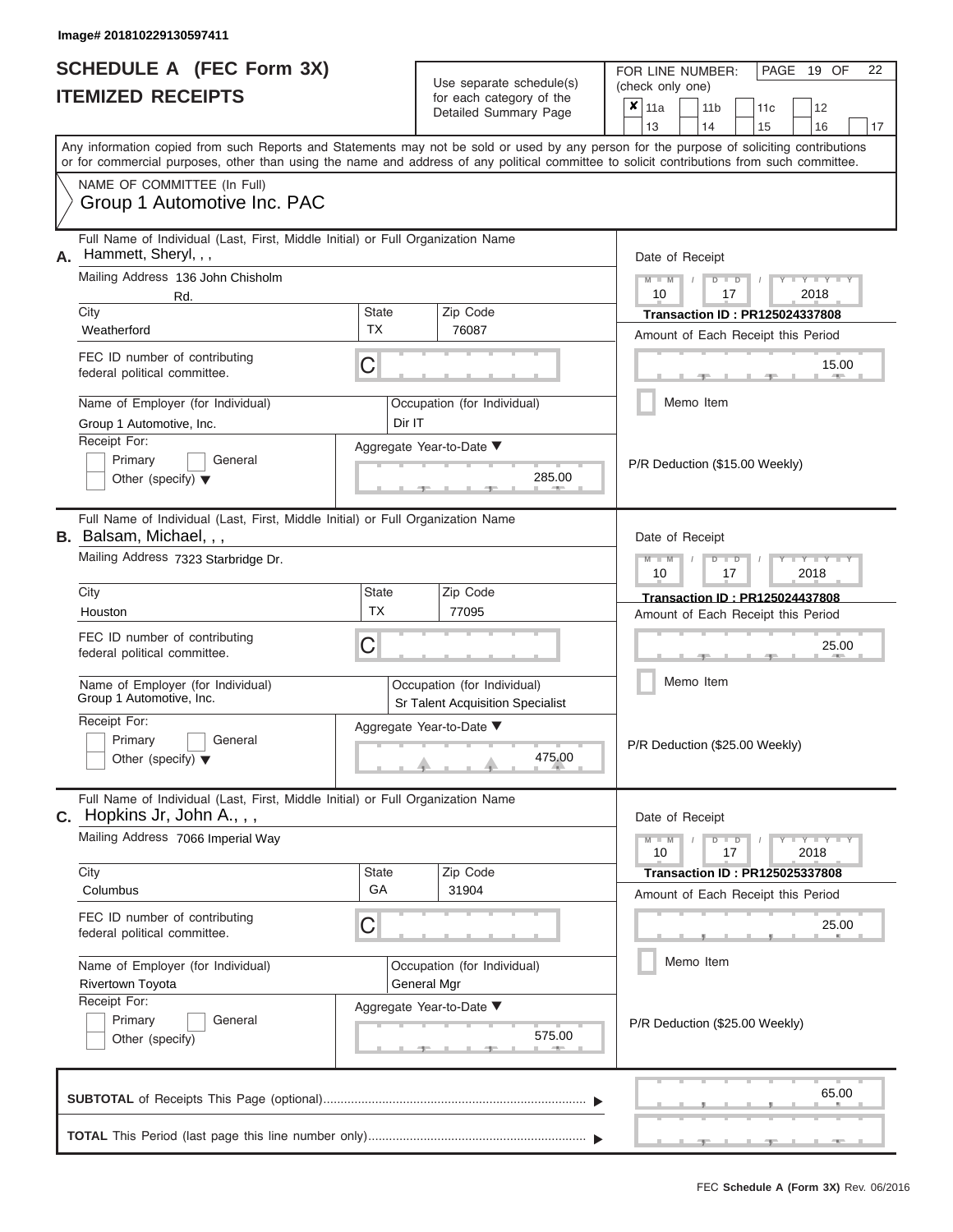Image# 201810229130597411

# SCHEDULE A (FEC Form 3X)
## ITEMIZED RECEIPTS

Use separate schedule(s) for each category of the Detailed Summary Page

FOR LINE NUMBER: (check only one)

- [x] 11a
- [ ] 11b
- [ ] 11c
- [ ] 12
- [ ] 13
- [ ] 14
- [ ] 15
- [ ] 16
- [ ] 17

PAGE 19 OF 22

Any information copied from such Reports and Statements may not be sold or used by any person for the purpose of soliciting contributions or for commercial purposes, other than using the name and address of any political committee to solicit contributions from such committee.

NAME OF COMMITTEE (In Full)
Group 1 Automotive Inc. PAC

---

**A.** Full Name of Individual (Last, First, Middle Initial) or Full Organization Name: Hammett, Sheryl, , ,

Mailing Address: 136 John Chisholm Rd.

City: Weatherford | State: TX | Zip Code: 76087

FEC ID number of contributing federal political committee: C

Name of Employer (for Individual): Group 1 Automotive, Inc.

Occupation (for Individual): Dir IT

Receipt For: Primary / General / Other (specify)

Aggregate Year-to-Date: 285.00

Date of Receipt: 10 / 17 / 2018

Transaction ID : PR125024337808

Amount of Each Receipt this Period: 15.00

Memo Item

P/R Deduction ($15.00 Weekly)

---

**B.** Full Name of Individual (Last, First, Middle Initial) or Full Organization Name: Balsam, Michael, , ,

Mailing Address: 7323 Starbridge Dr.

City: Houston | State: TX | Zip Code: 77095

FEC ID number of contributing federal political committee: C

Name of Employer (for Individual): Group 1 Automotive, Inc.

Occupation (for Individual): Sr Talent Acquisition Specialist

Receipt For: Primary / General / Other (specify)

Aggregate Year-to-Date: 475.00

Date of Receipt: 10 / 17 / 2018

Transaction ID : PR125024437808

Amount of Each Receipt this Period: 25.00

Memo Item

P/R Deduction ($25.00 Weekly)

---

**C.** Full Name of Individual (Last, First, Middle Initial) or Full Organization Name: Hopkins Jr, John A., , ,

Mailing Address: 7066 Imperial Way

City: Columbus | State: GA | Zip Code: 31904

FEC ID number of contributing federal political committee: C

Name of Employer (for Individual): Rivertown Toyota

Occupation (for Individual): General Mgr

Receipt For: Primary / General / Other (specify)

Aggregate Year-to-Date: 575.00

Date of Receipt: 10 / 17 / 2018

Transaction ID : PR125025337808

Amount of Each Receipt this Period: 25.00

Memo Item

P/R Deduction ($25.00 Weekly)

---

**SUBTOTAL** of Receipts This Page (optional): 65.00

**TOTAL** This Period (last page this line number only):

FEC Schedule A (Form 3X) Rev. 06/2016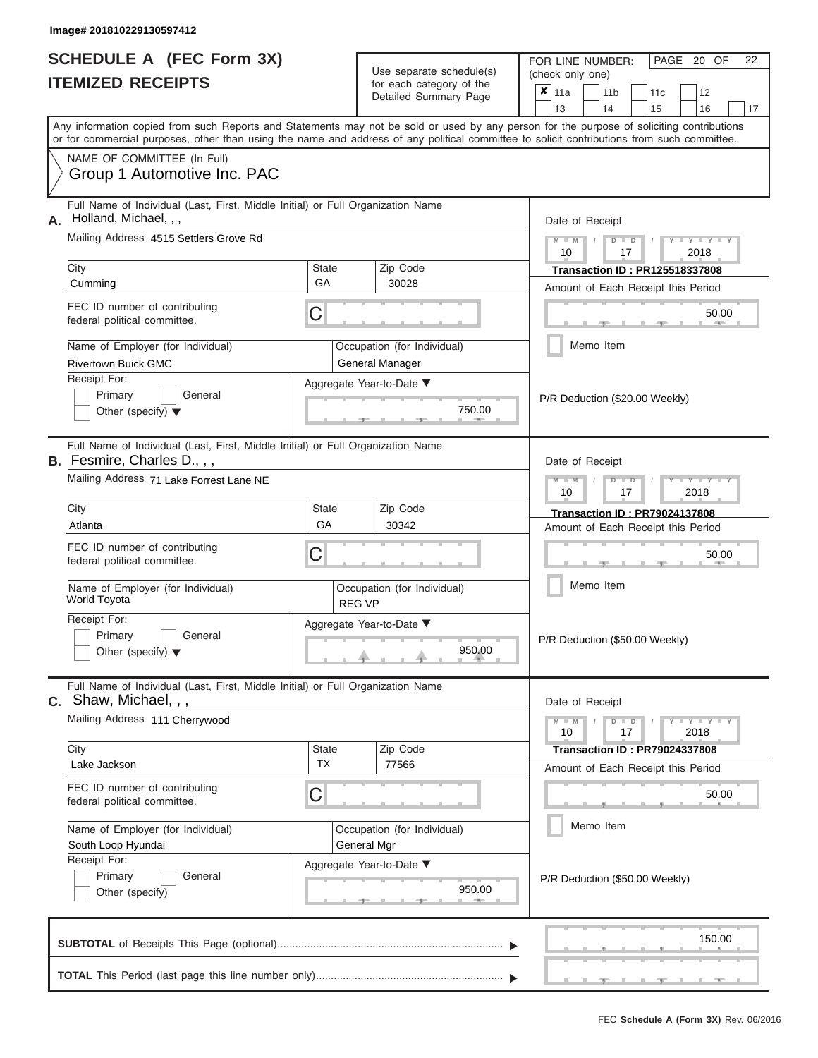Image# 201810229130597412

# SCHEDULE A (FEC Form 3X)
## ITEMIZED RECEIPTS

Use separate schedule(s) for each category of the Detailed Summary Page

FOR LINE NUMBER: (check only one)

- [x] 11a
- [ ] 11b
- [ ] 11c
- [ ] 12
- [ ] 13
- [ ] 14
- [ ] 15
- [ ] 16
- [ ] 17

Any information copied from such Reports and Statements may not be sold or used by any person for the purpose of soliciting contributions or for commercial purposes, other than using the name and address of any political committee to solicit contributions from such committee.

NAME OF COMMITTEE (In Full)
Group 1 Automotive Inc. PAC

---

**A.** Full Name of Individual (Last, First, Middle Initial) or Full Organization Name: Holland, Michael, , ,

Mailing Address: 4515 Settlers Grove Rd

City: Cumming | State: GA | Zip Code: 30028

FEC ID number of contributing federal political committee: C

Name of Employer (for Individual): Rivertown Buick GMC

Occupation (for Individual): General Manager

Receipt For: Primary / General / Other (specify)

Aggregate Year-to-Date: 750.00

Date of Receipt: 10 / 17 / 2018

Transaction ID : PR125518337808

Amount of Each Receipt this Period: 50.00

Memo Item

P/R Deduction ($20.00 Weekly)

---

**B.** Full Name of Individual (Last, First, Middle Initial) or Full Organization Name: Fesmire, Charles D., , ,

Mailing Address: 71 Lake Forrest Lane NE

City: Atlanta | State: GA | Zip Code: 30342

FEC ID number of contributing federal political committee: C

Name of Employer (for Individual): World Toyota

Occupation (for Individual): REG VP

Receipt For: Primary / General / Other (specify)

Aggregate Year-to-Date: 950.00

Date of Receipt: 10 / 17 / 2018

Transaction ID : PR79024137808

Amount of Each Receipt this Period: 50.00

Memo Item

P/R Deduction ($50.00 Weekly)

---

**C.** Full Name of Individual (Last, First, Middle Initial) or Full Organization Name: Shaw, Michael, , ,

Mailing Address: 111 Cherrywood

City: Lake Jackson | State: TX | Zip Code: 77566

FEC ID number of contributing federal political committee: C

Name of Employer (for Individual): South Loop Hyundai

Occupation (for Individual): General Mgr

Receipt For: Primary / General / Other (specify)

Aggregate Year-to-Date: 950.00

Date of Receipt: 10 / 17 / 2018

Transaction ID : PR79024337808

Amount of Each Receipt this Period: 50.00

Memo Item

P/R Deduction ($50.00 Weekly)

---

**SUBTOTAL** of Receipts This Page (optional): 150.00

**TOTAL** This Period (last page this line number only):

FEC Schedule A (Form 3X) Rev. 06/2016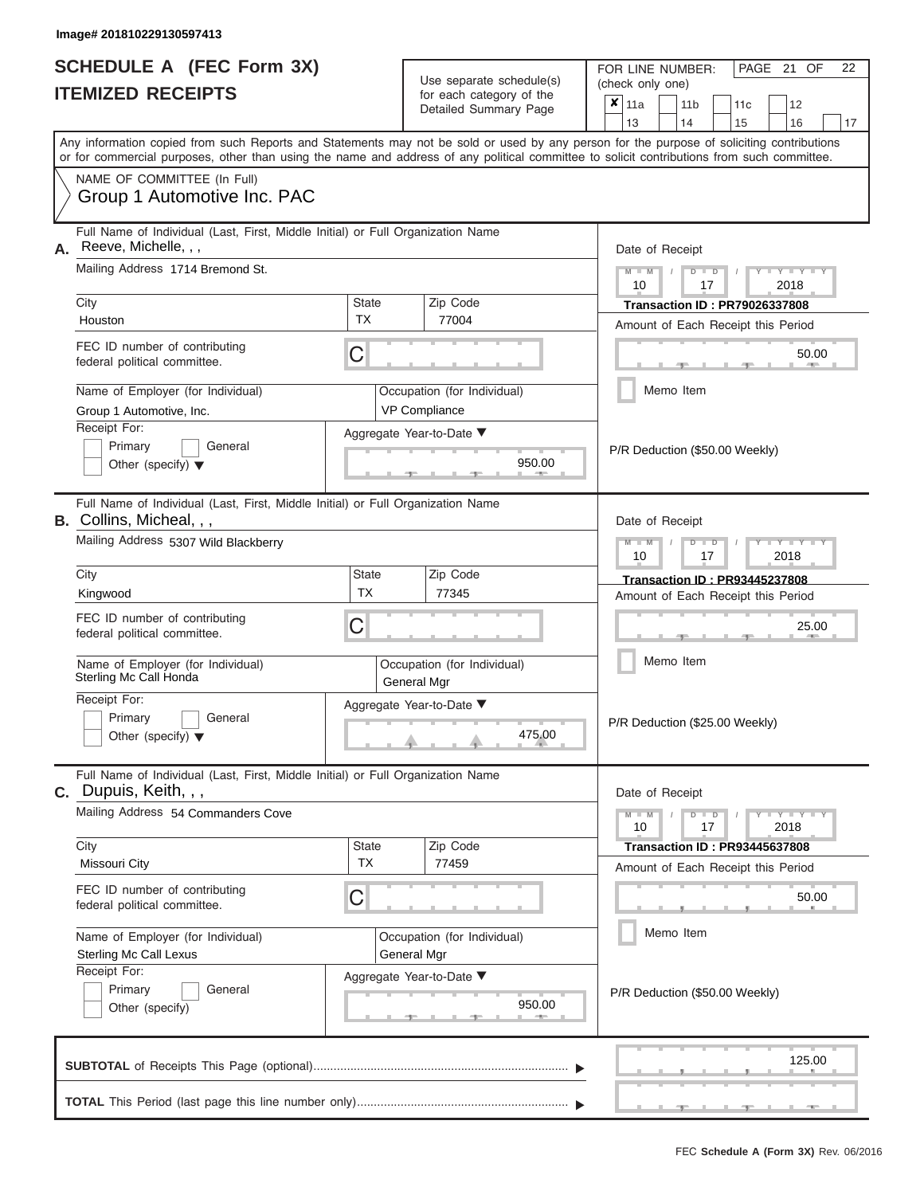Image# 201810229130597413

# SCHEDULE A (FEC Form 3X)
# ITEMIZED RECEIPTS

Use separate schedule(s) for each category of the Detailed Summary Page

FOR LINE NUMBER: (check only one)

- [x] 11a
- [ ] 11b
- [ ] 11c
- [ ] 12
- [ ] 13
- [ ] 14
- [ ] 15
- [ ] 16
- [ ] 17

Any information copied from such Reports and Statements may not be sold or used by any person for the purpose of soliciting contributions or for commercial purposes, other than using the name and address of any political committee to solicit contributions from such committee.

NAME OF COMMITTEE (In Full)
Group 1 Automotive Inc. PAC

---

**A.** Full Name of Individual (Last, First, Middle Initial) or Full Organization Name: Reeve, Michelle, , ,

Mailing Address: 1714 Bremond St.

City: Houston | State: TX | Zip Code: 77004

FEC ID number of contributing federal political committee: C

Name of Employer (for Individual): Group 1 Automotive, Inc.

Occupation (for Individual): VP Compliance

Receipt For: Primary / General / Other (specify)

Aggregate Year-to-Date: 950.00

Date of Receipt: 10 / 17 / 2018

Transaction ID : PR79026337808

Amount of Each Receipt this Period: 50.00

Memo Item

P/R Deduction ($50.00 Weekly)

---

**B.** Full Name of Individual (Last, First, Middle Initial) or Full Organization Name: Collins, Micheal, , ,

Mailing Address: 5307 Wild Blackberry

City: Kingwood | State: TX | Zip Code: 77345

FEC ID number of contributing federal political committee: C

Name of Employer (for Individual): Sterling Mc Call Honda

Occupation (for Individual): General Mgr

Receipt For: Primary / General / Other (specify)

Aggregate Year-to-Date: 475.00

Date of Receipt: 10 / 17 / 2018

Transaction ID : PR93445237808

Amount of Each Receipt this Period: 25.00

Memo Item

P/R Deduction ($25.00 Weekly)

---

**C.** Full Name of Individual (Last, First, Middle Initial) or Full Organization Name: Dupuis, Keith, , ,

Mailing Address: 54 Commanders Cove

City: Missouri City | State: TX | Zip Code: 77459

FEC ID number of contributing federal political committee: C

Name of Employer (for Individual): Sterling Mc Call Lexus

Occupation (for Individual): General Mgr

Receipt For: Primary / General / Other (specify)

Aggregate Year-to-Date: 950.00

Date of Receipt: 10 / 17 / 2018

Transaction ID : PR93445637808

Amount of Each Receipt this Period: 50.00

Memo Item

P/R Deduction ($50.00 Weekly)

---

**SUBTOTAL** of Receipts This Page (optional): 125.00

**TOTAL** This Period (last page this line number only):

FEC **Schedule A (Form 3X)** Rev. 06/2016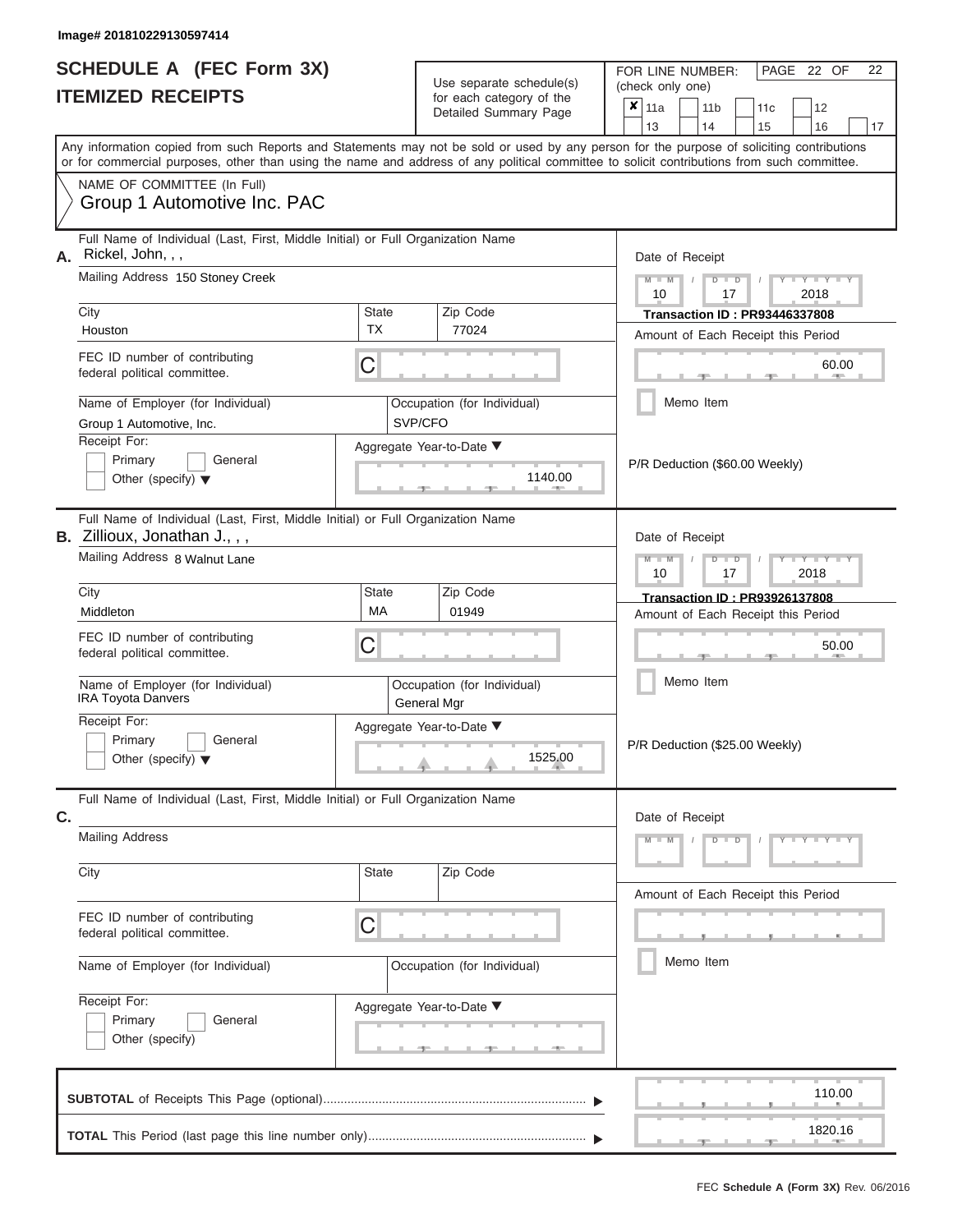Image# 201810229130597414

# SCHEDULE A (FEC Form 3X)
# ITEMIZED RECEIPTS

Use separate schedule(s) for each category of the Detailed Summary Page

FOR LINE NUMBER: (check only one)

[x] 11a [ ] 11b [ ] 11c [ ] 12 [ ] 13 [ ] 14 [ ] 15 [ ] 16 [ ] 17

Any information copied from such Reports and Statements may not be sold or used by any person for the purpose of soliciting contributions or for commercial purposes, other than using the name and address of any political committee to solicit contributions from such committee.

NAME OF COMMITTEE (In Full)
Group 1 Automotive Inc. PAC

**A.** Full Name of Individual (Last, First, Middle Initial) or Full Organization Name: Rickel, John, , ,

Mailing Address: 150 Stoney Creek

City: Houston | State: TX | Zip Code: 77024

FEC ID number of contributing federal political committee: C

Name of Employer (for Individual): Group 1 Automotive, Inc.

Occupation (for Individual): SVP/CFO

Receipt For: [ ] Primary [ ] General [ ] Other (specify)

Aggregate Year-to-Date: 1140.00

Date of Receipt: 10 / 17 / 2018

Transaction ID : PR93446337808

Amount of Each Receipt this Period: 60.00

[ ] Memo Item

P/R Deduction ($60.00 Weekly)

**B.** Full Name of Individual (Last, First, Middle Initial) or Full Organization Name: Zillioux, Jonathan J., , ,

Mailing Address: 8 Walnut Lane

City: Middleton | State: MA | Zip Code: 01949

FEC ID number of contributing federal political committee: C

Name of Employer (for Individual): IRA Toyota Danvers

Occupation (for Individual): General Mgr

Receipt For: [ ] Primary [ ] General [ ] Other (specify)

Aggregate Year-to-Date: 1525.00

Date of Receipt: 10 / 17 / 2018

Transaction ID : PR93926137808

Amount of Each Receipt this Period: 50.00

[ ] Memo Item

P/R Deduction ($25.00 Weekly)

**C.** Full Name of Individual (Last, First, Middle Initial) or Full Organization Name:

Mailing Address:

City: | State: | Zip Code:

FEC ID number of contributing federal political committee: C

Name of Employer (for Individual):

Occupation (for Individual):

Receipt For: [ ] Primary [ ] General [ ] Other (specify)

Aggregate Year-to-Date:

Date of Receipt:

Amount of Each Receipt this Period:

[ ] Memo Item

**SUBTOTAL** of Receipts This Page (optional): 110.00

**TOTAL** This Period (last page this line number only): 1820.16

FEC **Schedule A (Form 3X)** Rev. 06/2016